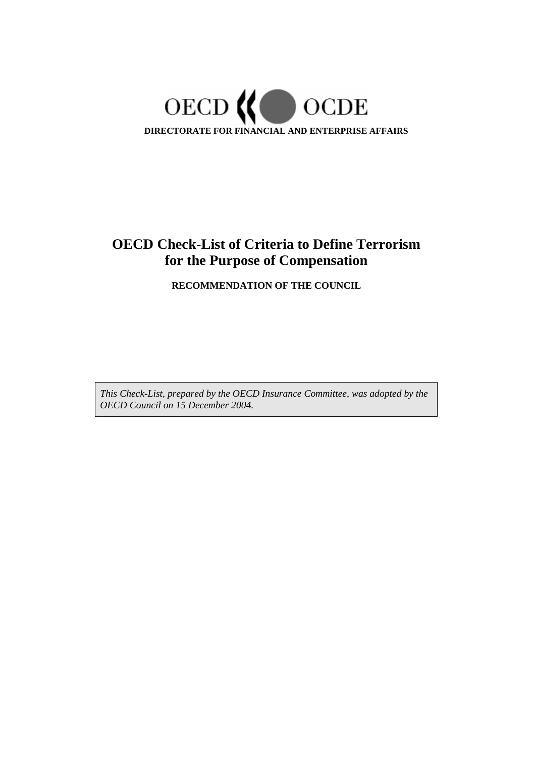OECD OCDE

**DIRECTORATE FOR FINANCIAL AND ENTERPRISE AFFAIRS**

# OECD Check-List of Criteria to Define Terrorism for the Purpose of Compensation

**RECOMMENDATION OF THE COUNCIL**

*This Check-List, prepared by the OECD Insurance Committee, was adopted by the OECD Council on 15 December 2004.*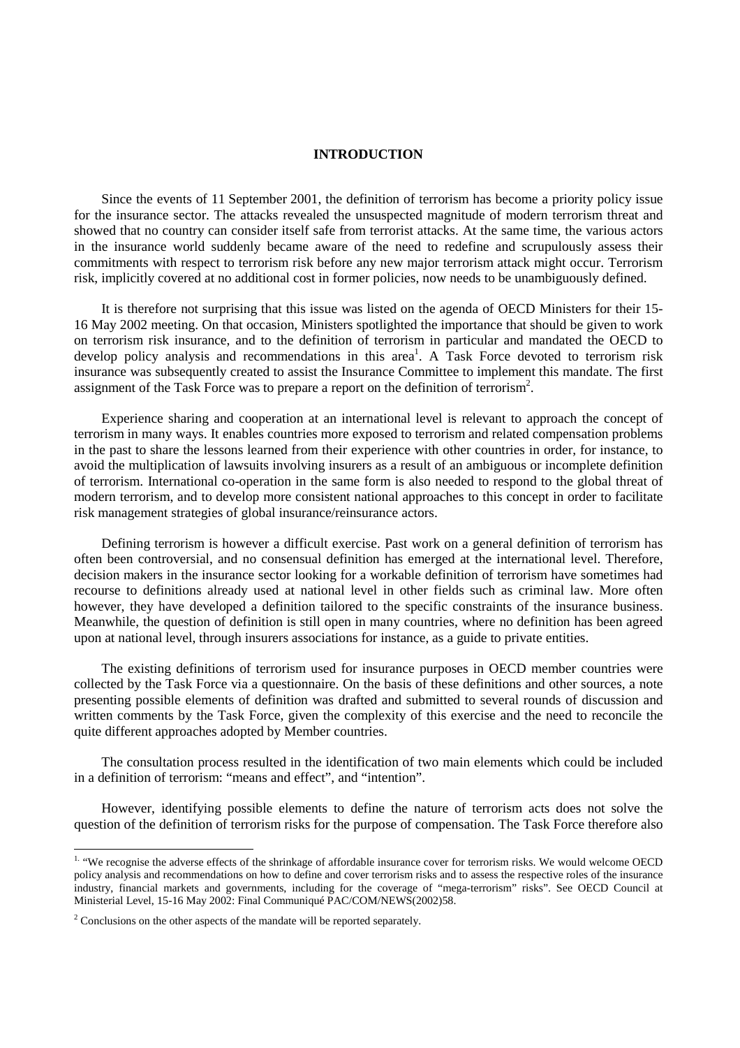## INTRODUCTION

Since the events of 11 September 2001, the definition of terrorism has become a priority policy issue for the insurance sector. The attacks revealed the unsuspected magnitude of modern terrorism threat and showed that no country can consider itself safe from terrorist attacks. At the same time, the various actors in the insurance world suddenly became aware of the need to redefine and scrupulously assess their commitments with respect to terrorism risk before any new major terrorism attack might occur. Terrorism risk, implicitly covered at no additional cost in former policies, now needs to be unambiguously defined.

It is therefore not surprising that this issue was listed on the agenda of OECD Ministers for their 15-16 May 2002 meeting. On that occasion, Ministers spotlighted the importance that should be given to work on terrorism risk insurance, and to the definition of terrorism in particular and mandated the OECD to develop policy analysis and recommendations in this area[1]. A Task Force devoted to terrorism risk insurance was subsequently created to assist the Insurance Committee to implement this mandate. The first assignment of the Task Force was to prepare a report on the definition of terrorism[2].

Experience sharing and cooperation at an international level is relevant to approach the concept of terrorism in many ways. It enables countries more exposed to terrorism and related compensation problems in the past to share the lessons learned from their experience with other countries in order, for instance, to avoid the multiplication of lawsuits involving insurers as a result of an ambiguous or incomplete definition of terrorism. International co-operation in the same form is also needed to respond to the global threat of modern terrorism, and to develop more consistent national approaches to this concept in order to facilitate risk management strategies of global insurance/reinsurance actors.

Defining terrorism is however a difficult exercise. Past work on a general definition of terrorism has often been controversial, and no consensual definition has emerged at the international level. Therefore, decision makers in the insurance sector looking for a workable definition of terrorism have sometimes had recourse to definitions already used at national level in other fields such as criminal law. More often however, they have developed a definition tailored to the specific constraints of the insurance business. Meanwhile, the question of definition is still open in many countries, where no definition has been agreed upon at national level, through insurers associations for instance, as a guide to private entities.

The existing definitions of terrorism used for insurance purposes in OECD member countries were collected by the Task Force via a questionnaire. On the basis of these definitions and other sources, a note presenting possible elements of definition was drafted and submitted to several rounds of discussion and written comments by the Task Force, given the complexity of this exercise and the need to reconcile the quite different approaches adopted by Member countries.

The consultation process resulted in the identification of two main elements which could be included in a definition of terrorism: "means and effect", and "intention".

However, identifying possible elements to define the nature of terrorism acts does not solve the question of the definition of terrorism risks for the purpose of compensation. The Task Force therefore also

---

[1] "We recognise the adverse effects of the shrinkage of affordable insurance cover for terrorism risks. We would welcome OECD policy analysis and recommendations on how to define and cover terrorism risks and to assess the respective roles of the insurance industry, financial markets and governments, including for the coverage of "mega-terrorism" risks". See OECD Council at Ministerial Level, 15-16 May 2002: Final Communiqué PAC/COM/NEWS(2002)58.

[2] Conclusions on the other aspects of the mandate will be reported separately.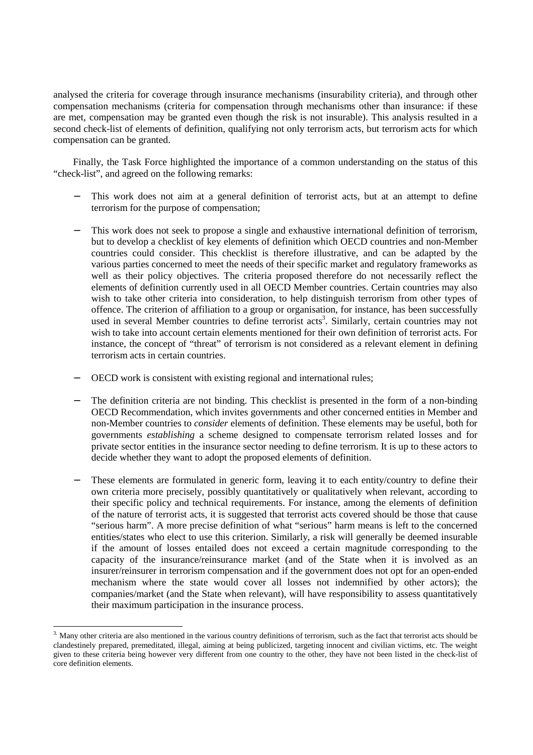analysed the criteria for coverage through insurance mechanisms (insurability criteria), and through other compensation mechanisms (criteria for compensation through mechanisms other than insurance: if these are met, compensation may be granted even though the risk is not insurable). This analysis resulted in a second check-list of elements of definition, qualifying not only terrorism acts, but terrorism acts for which compensation can be granted.

Finally, the Task Force highlighted the importance of a common understanding on the status of this "check-list", and agreed on the following remarks:

- This work does not aim at a general definition of terrorist acts, but at an attempt to define terrorism for the purpose of compensation;

- This work does not seek to propose a single and exhaustive international definition of terrorism, but to develop a checklist of key elements of definition which OECD countries and non-Member countries could consider. This checklist is therefore illustrative, and can be adapted by the various parties concerned to meet the needs of their specific market and regulatory frameworks as well as their policy objectives. The criteria proposed therefore do not necessarily reflect the elements of definition currently used in all OECD Member countries. Certain countries may also wish to take other criteria into consideration, to help distinguish terrorism from other types of offence. The criterion of affiliation to a group or organisation, for instance, has been successfully used in several Member countries to define terrorist acts[3]. Similarly, certain countries may not wish to take into account certain elements mentioned for their own definition of terrorist acts. For instance, the concept of "threat" of terrorism is not considered as a relevant element in defining terrorism acts in certain countries.

- OECD work is consistent with existing regional and international rules;

- The definition criteria are not binding. This checklist is presented in the form of a non-binding OECD Recommendation, which invites governments and other concerned entities in Member and non-Member countries to *consider* elements of definition. These elements may be useful, both for governments *establishing* a scheme designed to compensate terrorism related losses and for private sector entities in the insurance sector needing to define terrorism. It is up to these actors to decide whether they want to adopt the proposed elements of definition.

- These elements are formulated in generic form, leaving it to each entity/country to define their own criteria more precisely, possibly quantitatively or qualitatively when relevant, according to their specific policy and technical requirements. For instance, among the elements of definition of the nature of terrorist acts, it is suggested that terrorist acts covered should be those that cause "serious harm". A more precise definition of what "serious" harm means is left to the concerned entities/states who elect to use this criterion. Similarly, a risk will generally be deemed insurable if the amount of losses entailed does not exceed a certain magnitude corresponding to the capacity of the insurance/reinsurance market (and of the State when it is involved as an insurer/reinsurer in terrorism compensation and if the government does not opt for an open-ended mechanism where the state would cover all losses not indemnified by other actors); the companies/market (and the State when relevant), will have responsibility to assess quantitatively their maximum participation in the insurance process.

[3] Many other criteria are also mentioned in the various country definitions of terrorism, such as the fact that terrorist acts should be clandestinely prepared, premeditated, illegal, aiming at being publicized, targeting innocent and civilian victims, etc. The weight given to these criteria being however very different from one country to the other, they have not been listed in the check-list of core definition elements.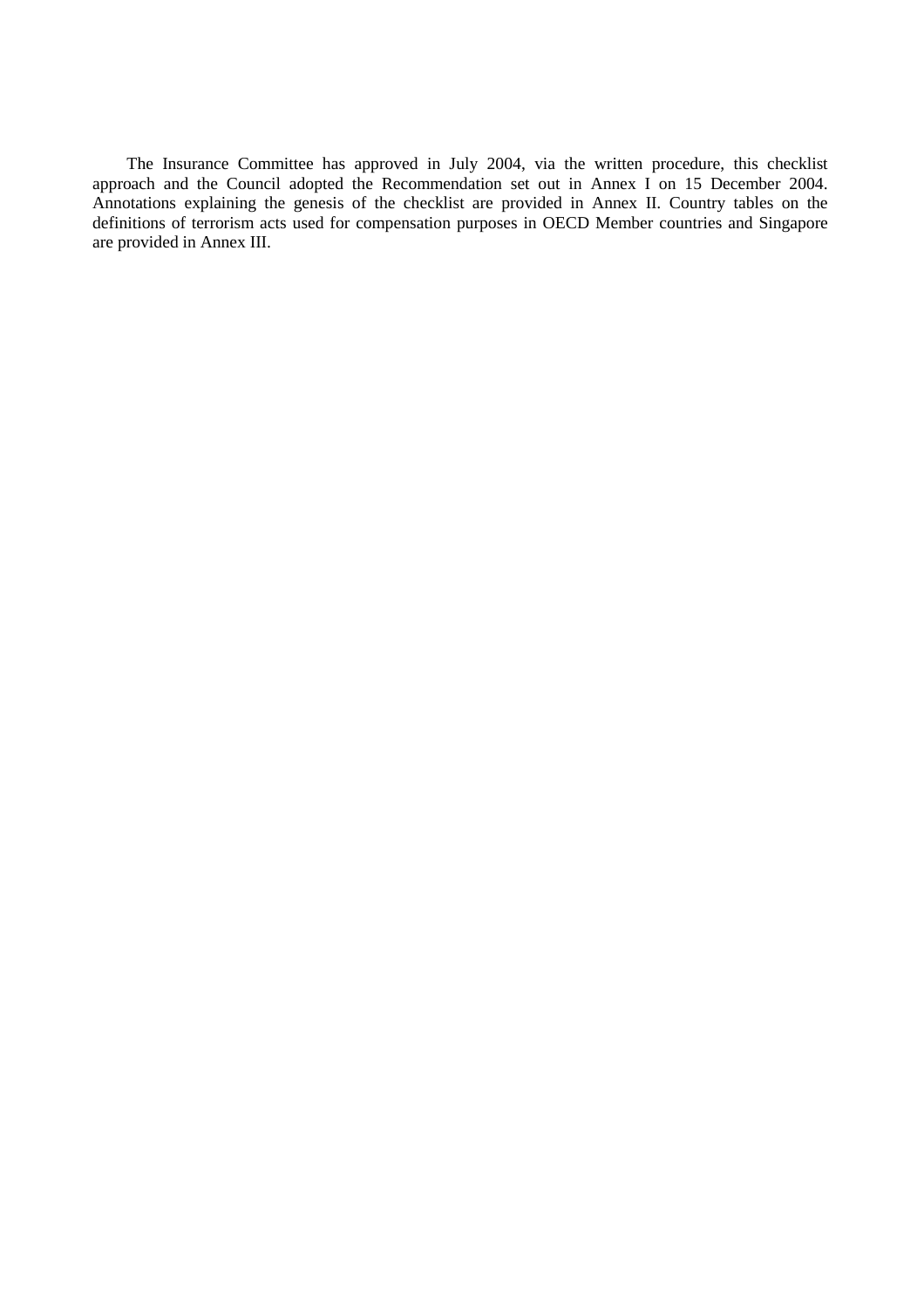The Insurance Committee has approved in July 2004, via the written procedure, this checklist approach and the Council adopted the Recommendation set out in Annex I on 15 December 2004. Annotations explaining the genesis of the checklist are provided in Annex II. Country tables on the definitions of terrorism acts used for compensation purposes in OECD Member countries and Singapore are provided in Annex III.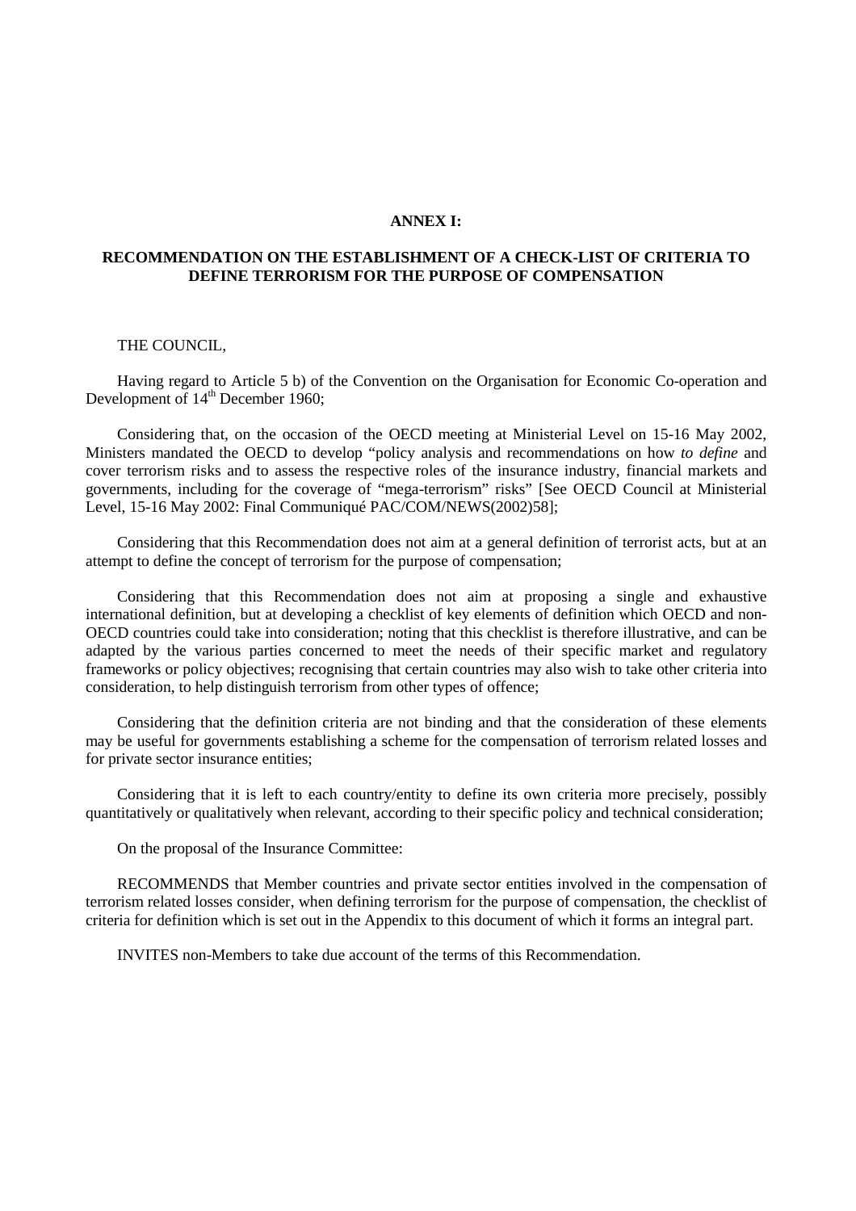**ANNEX I:**

# RECOMMENDATION ON THE ESTABLISHMENT OF A CHECK-LIST OF CRITERIA TO DEFINE TERRORISM FOR THE PURPOSE OF COMPENSATION

THE COUNCIL,

Having regard to Article 5 b) of the Convention on the Organisation for Economic Co-operation and Development of 14th December 1960;

Considering that, on the occasion of the OECD meeting at Ministerial Level on 15-16 May 2002, Ministers mandated the OECD to develop "policy analysis and recommendations on how *to define* and cover terrorism risks and to assess the respective roles of the insurance industry, financial markets and governments, including for the coverage of "mega-terrorism" risks" [See OECD Council at Ministerial Level, 15-16 May 2002: Final Communiqué PAC/COM/NEWS(2002)58];

Considering that this Recommendation does not aim at a general definition of terrorist acts, but at an attempt to define the concept of terrorism for the purpose of compensation;

Considering that this Recommendation does not aim at proposing a single and exhaustive international definition, but at developing a checklist of key elements of definition which OECD and non-OECD countries could take into consideration; noting that this checklist is therefore illustrative, and can be adapted by the various parties concerned to meet the needs of their specific market and regulatory frameworks or policy objectives; recognising that certain countries may also wish to take other criteria into consideration, to help distinguish terrorism from other types of offence;

Considering that the definition criteria are not binding and that the consideration of these elements may be useful for governments establishing a scheme for the compensation of terrorism related losses and for private sector insurance entities;

Considering that it is left to each country/entity to define its own criteria more precisely, possibly quantitatively or qualitatively when relevant, according to their specific policy and technical consideration;

On the proposal of the Insurance Committee:

RECOMMENDS that Member countries and private sector entities involved in the compensation of terrorism related losses consider, when defining terrorism for the purpose of compensation, the checklist of criteria for definition which is set out in the Appendix to this document of which it forms an integral part.

INVITES non-Members to take due account of the terms of this Recommendation.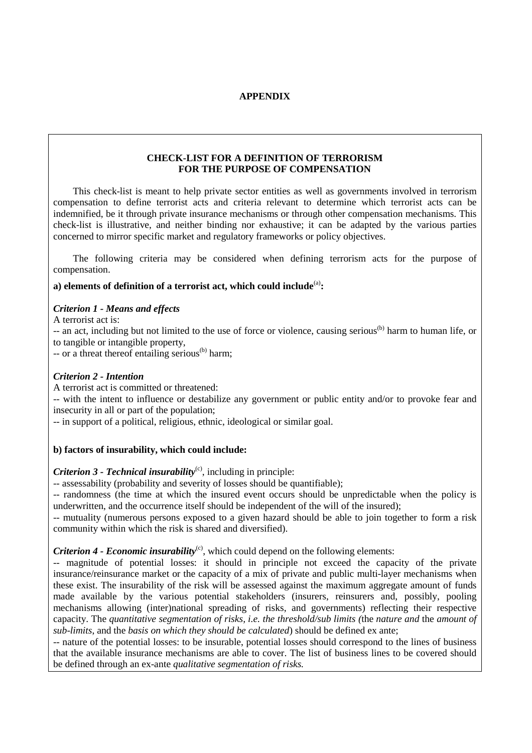# APPENDIX

## CHECK-LIST FOR A DEFINITION OF TERRORISM FOR THE PURPOSE OF COMPENSATION

This check-list is meant to help private sector entities as well as governments involved in terrorism compensation to define terrorist acts and criteria relevant to determine which terrorist acts can be indemnified, be it through private insurance mechanisms or through other compensation mechanisms. This check-list is illustrative, and neither binding nor exhaustive; it can be adapted by the various parties concerned to mirror specific market and regulatory frameworks or policy objectives.

The following criteria may be considered when defining terrorism acts for the purpose of compensation.

**a) elements of definition of a terrorist act, which could include[(a)]:**

***Criterion 1 - Means and effects***

A terrorist act is:

-- an act, including but not limited to the use of force or violence, causing serious[(b)] harm to human life, or to tangible or intangible property,

-- or a threat thereof entailing serious[(b)] harm;

***Criterion 2 - Intention***

A terrorist act is committed or threatened:

-- with the intent to influence or destabilize any government or public entity and/or to provoke fear and insecurity in all or part of the population;

-- in support of a political, religious, ethnic, ideological or similar goal.

**b) factors of insurability, which could include:**

***Criterion 3 - Technical insurability***[(c)], including in principle:

-- assessability (probability and severity of losses should be quantifiable);

-- randomness (the time at which the insured event occurs should be unpredictable when the policy is underwritten, and the occurrence itself should be independent of the will of the insured);

-- mutuality (numerous persons exposed to a given hazard should be able to join together to form a risk community within which the risk is shared and diversified).

***Criterion 4 - Economic insurability***[(c)], which could depend on the following elements:

-- magnitude of potential losses: it should in principle not exceed the capacity of the private insurance/reinsurance market or the capacity of a mix of private and public multi-layer mechanisms when these exist. The insurability of the risk will be assessed against the maximum aggregate amount of funds made available by the various potential stakeholders (insurers, reinsurers and, possibly, pooling mechanisms allowing (inter)national spreading of risks, and governments) reflecting their respective capacity. The *quantitative segmentation of risks, i.e. the threshold/sub limits (*the *nature and* the *amount of sub-limits*, and the *basis on which they should be calculated*) should be defined ex ante;

-- nature of the potential losses: to be insurable, potential losses should correspond to the lines of business that the available insurance mechanisms are able to cover. The list of business lines to be covered should be defined through an ex-ante *qualitative segmentation of risks.*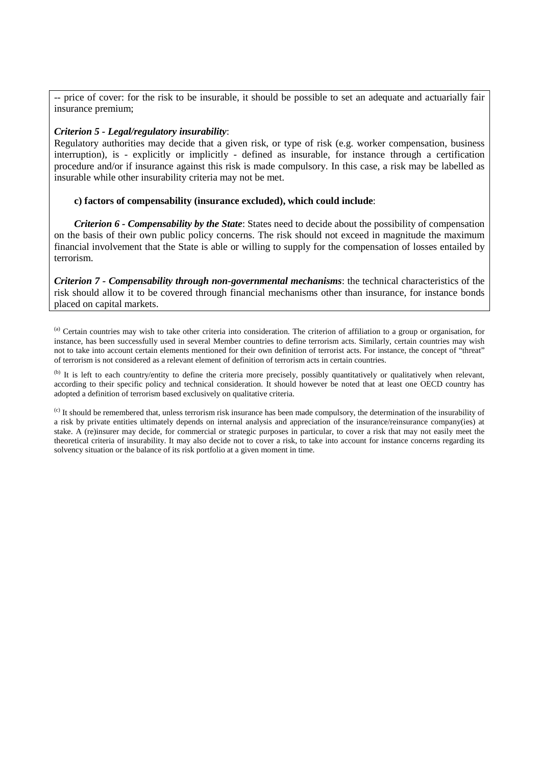-- price of cover: for the risk to be insurable, it should be possible to set an adequate and actuarially fair insurance premium;

***Criterion 5 - Legal/regulatory insurability***:

Regulatory authorities may decide that a given risk, or type of risk (e.g. worker compensation, business interruption), is - explicitly or implicitly - defined as insurable, for instance through a certification procedure and/or if insurance against this risk is made compulsory. In this case, a risk may be labelled as insurable while other insurability criteria may not be met.

**c) factors of compensability (insurance excluded), which could include**:

***Criterion 6 - Compensability by the State***: States need to decide about the possibility of compensation on the basis of their own public policy concerns. The risk should not exceed in magnitude the maximum financial involvement that the State is able or willing to supply for the compensation of losses entailed by terrorism.

***Criterion 7 - Compensability through non-governmental mechanisms***: the technical characteristics of the risk should allow it to be covered through financial mechanisms other than insurance, for instance bonds placed on capital markets.

[a] Certain countries may wish to take other criteria into consideration. The criterion of affiliation to a group or organisation, for instance, has been successfully used in several Member countries to define terrorism acts. Similarly, certain countries may wish not to take into account certain elements mentioned for their own definition of terrorist acts. For instance, the concept of "threat" of terrorism is not considered as a relevant element of definition of terrorism acts in certain countries.

[b] It is left to each country/entity to define the criteria more precisely, possibly quantitatively or qualitatively when relevant, according to their specific policy and technical consideration. It should however be noted that at least one OECD country has adopted a definition of terrorism based exclusively on qualitative criteria.

[c] It should be remembered that, unless terrorism risk insurance has been made compulsory, the determination of the insurability of a risk by private entities ultimately depends on internal analysis and appreciation of the insurance/reinsurance company(ies) at stake. A (re)insurer may decide, for commercial or strategic purposes in particular, to cover a risk that may not easily meet the theoretical criteria of insurability. It may also decide not to cover a risk, to take into account for instance concerns regarding its solvency situation or the balance of its risk portfolio at a given moment in time.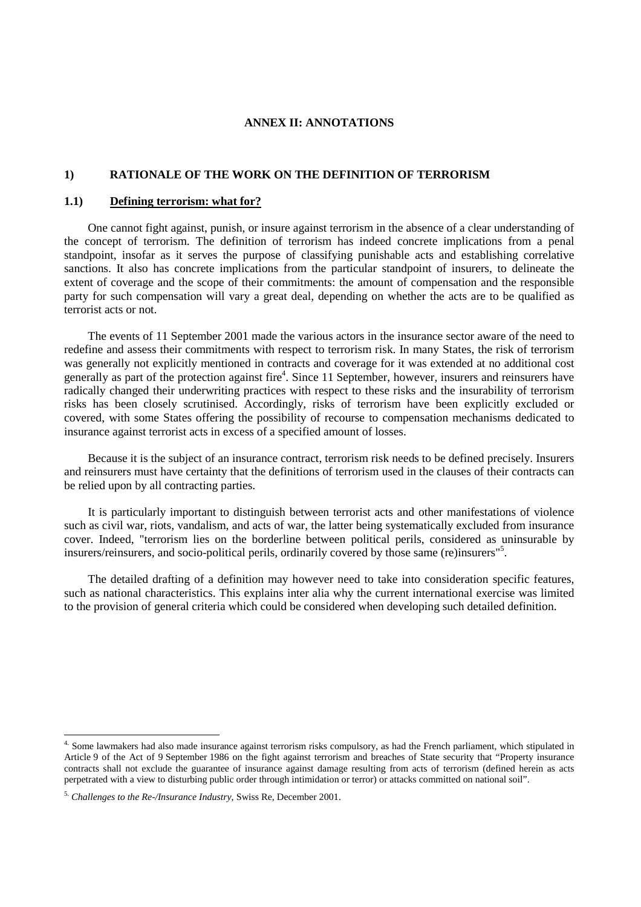# ANNEX II: ANNOTATIONS

## 1) RATIONALE OF THE WORK ON THE DEFINITION OF TERRORISM

### 1.1) Defining terrorism: what for?

One cannot fight against, punish, or insure against terrorism in the absence of a clear understanding of the concept of terrorism. The definition of terrorism has indeed concrete implications from a penal standpoint, insofar as it serves the purpose of classifying punishable acts and establishing correlative sanctions. It also has concrete implications from the particular standpoint of insurers, to delineate the extent of coverage and the scope of their commitments: the amount of compensation and the responsible party for such compensation will vary a great deal, depending on whether the acts are to be qualified as terrorist acts or not.

The events of 11 September 2001 made the various actors in the insurance sector aware of the need to redefine and assess their commitments with respect to terrorism risk. In many States, the risk of terrorism was generally not explicitly mentioned in contracts and coverage for it was extended at no additional cost generally as part of the protection against fire[4]. Since 11 September, however, insurers and reinsurers have radically changed their underwriting practices with respect to these risks and the insurability of terrorism risks has been closely scrutinised. Accordingly, risks of terrorism have been explicitly excluded or covered, with some States offering the possibility of recourse to compensation mechanisms dedicated to insurance against terrorist acts in excess of a specified amount of losses.

Because it is the subject of an insurance contract, terrorism risk needs to be defined precisely. Insurers and reinsurers must have certainty that the definitions of terrorism used in the clauses of their contracts can be relied upon by all contracting parties.

It is particularly important to distinguish between terrorist acts and other manifestations of violence such as civil war, riots, vandalism, and acts of war, the latter being systematically excluded from insurance cover. Indeed, "terrorism lies on the borderline between political perils, considered as uninsurable by insurers/reinsurers, and socio-political perils, ordinarily covered by those same (re)insurers"[5].

The detailed drafting of a definition may however need to take into consideration specific features, such as national characteristics. This explains inter alia why the current international exercise was limited to the provision of general criteria which could be considered when developing such detailed definition.

---

[4] Some lawmakers had also made insurance against terrorism risks compulsory, as had the French parliament, which stipulated in Article 9 of the Act of 9 September 1986 on the fight against terrorism and breaches of State security that "Property insurance contracts shall not exclude the guarantee of insurance against damage resulting from acts of terrorism (defined herein as acts perpetrated with a view to disturbing public order through intimidation or terror) or attacks committed on national soil".

[5] *Challenges to the Re-/Insurance Industry*, Swiss Re, December 2001.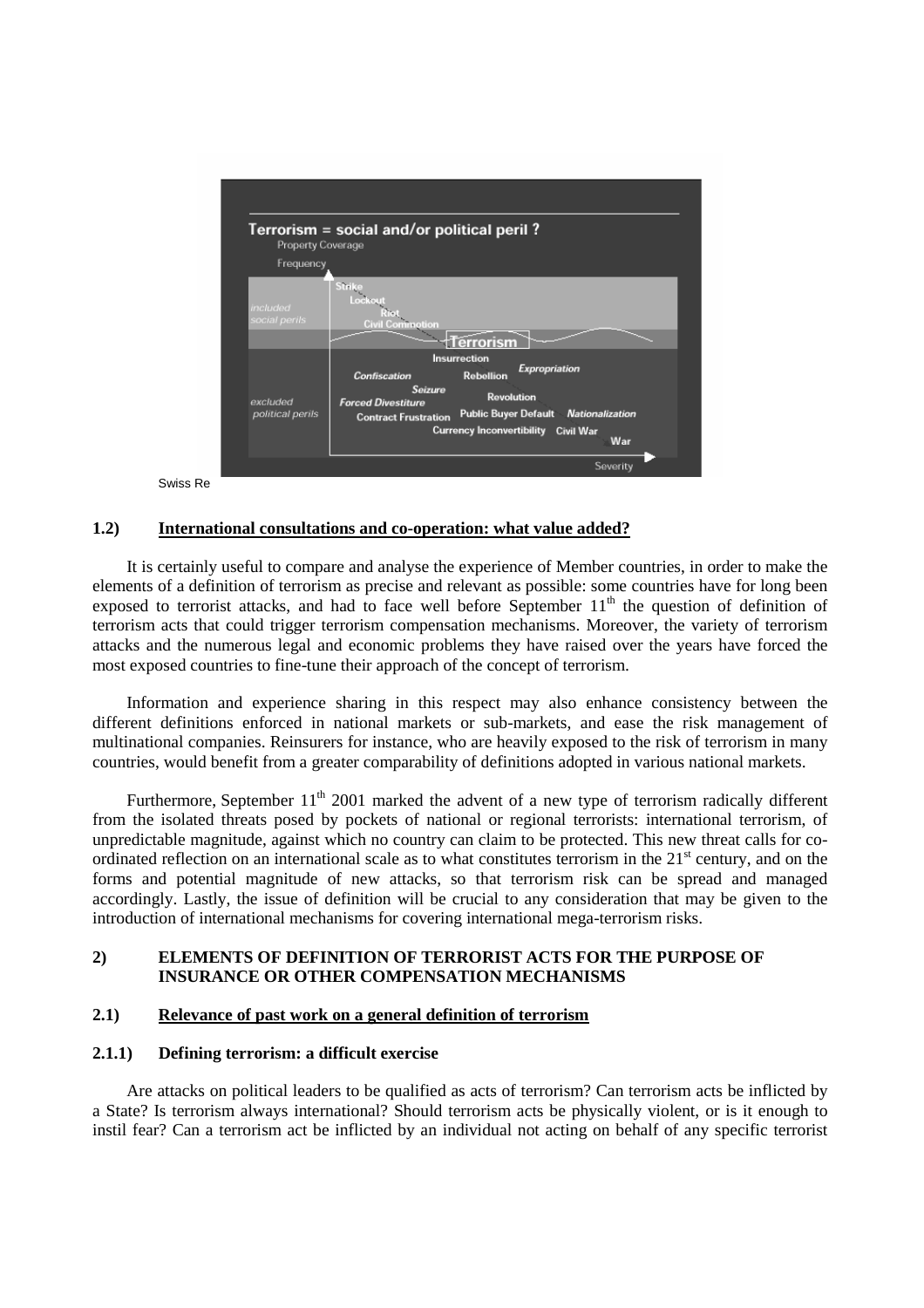**Terrorism = social and/or political peril ?**

Property Coverage

Frequency

*included social perils*: Strike, Lockout, Riot, Civil Commotion

**Terrorism**

*excluded political perils*: Insurrection, *Confiscation*, Rebellion, *Expropriation*, *Seizure*, Revolution, *Forced Divestiture*, Contract Frustration, Public Buyer Default, *Nationalization*, Currency Inconvertibility, Civil War, War

Severity

Swiss Re

### 1.2) International consultations and co-operation: what value added?

It is certainly useful to compare and analyse the experience of Member countries, in order to make the elements of a definition of terrorism as precise and relevant as possible: some countries have for long been exposed to terrorist attacks, and had to face well before September 11[th] the question of definition of terrorism acts that could trigger terrorism compensation mechanisms. Moreover, the variety of terrorism attacks and the numerous legal and economic problems they have raised over the years have forced the most exposed countries to fine-tune their approach of the concept of terrorism.

Information and experience sharing in this respect may also enhance consistency between the different definitions enforced in national markets or sub-markets, and ease the risk management of multinational companies. Reinsurers for instance, who are heavily exposed to the risk of terrorism in many countries, would benefit from a greater comparability of definitions adopted in various national markets.

Furthermore, September 11[th] 2001 marked the advent of a new type of terrorism radically different from the isolated threats posed by pockets of national or regional terrorists: international terrorism, of unpredictable magnitude, against which no country can claim to be protected. This new threat calls for co-ordinated reflection on an international scale as to what constitutes terrorism in the 21[st] century, and on the forms and potential magnitude of new attacks, so that terrorism risk can be spread and managed accordingly. Lastly, the issue of definition will be crucial to any consideration that may be given to the introduction of international mechanisms for covering international mega-terrorism risks.

## 2) ELEMENTS OF DEFINITION OF TERRORIST ACTS FOR THE PURPOSE OF INSURANCE OR OTHER COMPENSATION MECHANISMS

### 2.1) Relevance of past work on a general definition of terrorism

#### 2.1.1) Defining terrorism: a difficult exercise

Are attacks on political leaders to be qualified as acts of terrorism? Can terrorism acts be inflicted by a State? Is terrorism always international? Should terrorism acts be physically violent, or is it enough to instil fear? Can a terrorism act be inflicted by an individual not acting on behalf of any specific terrorist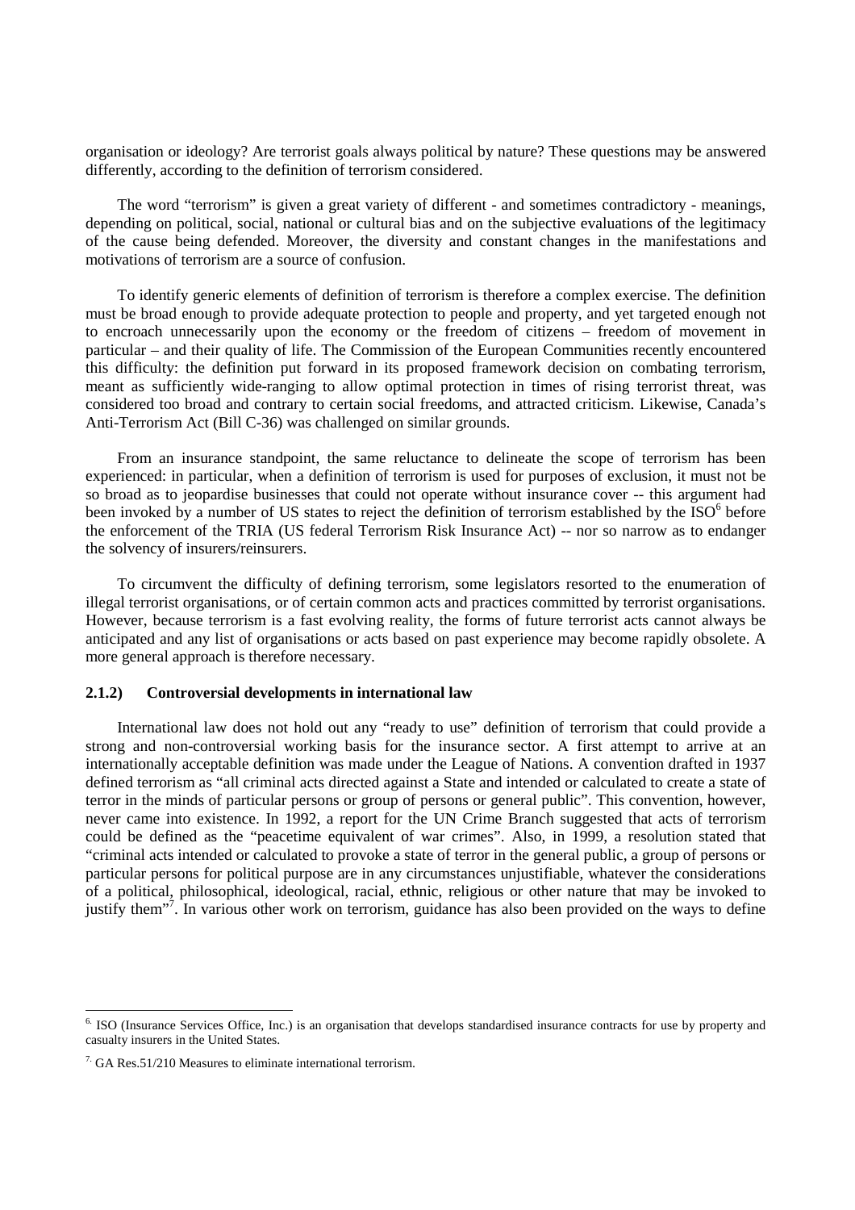organisation or ideology? Are terrorist goals always political by nature? These questions may be answered differently, according to the definition of terrorism considered.

The word "terrorism" is given a great variety of different - and sometimes contradictory - meanings, depending on political, social, national or cultural bias and on the subjective evaluations of the legitimacy of the cause being defended. Moreover, the diversity and constant changes in the manifestations and motivations of terrorism are a source of confusion.

To identify generic elements of definition of terrorism is therefore a complex exercise. The definition must be broad enough to provide adequate protection to people and property, and yet targeted enough not to encroach unnecessarily upon the economy or the freedom of citizens – freedom of movement in particular – and their quality of life. The Commission of the European Communities recently encountered this difficulty: the definition put forward in its proposed framework decision on combating terrorism, meant as sufficiently wide-ranging to allow optimal protection in times of rising terrorist threat, was considered too broad and contrary to certain social freedoms, and attracted criticism. Likewise, Canada's Anti-Terrorism Act (Bill C-36) was challenged on similar grounds.

From an insurance standpoint, the same reluctance to delineate the scope of terrorism has been experienced: in particular, when a definition of terrorism is used for purposes of exclusion, it must not be so broad as to jeopardise businesses that could not operate without insurance cover -- this argument had been invoked by a number of US states to reject the definition of terrorism established by the ISO[6] before the enforcement of the TRIA (US federal Terrorism Risk Insurance Act) -- nor so narrow as to endanger the solvency of insurers/reinsurers.

To circumvent the difficulty of defining terrorism, some legislators resorted to the enumeration of illegal terrorist organisations, or of certain common acts and practices committed by terrorist organisations. However, because terrorism is a fast evolving reality, the forms of future terrorist acts cannot always be anticipated and any list of organisations or acts based on past experience may become rapidly obsolete. A more general approach is therefore necessary.

### 2.1.2) Controversial developments in international law

International law does not hold out any "ready to use" definition of terrorism that could provide a strong and non-controversial working basis for the insurance sector. A first attempt to arrive at an internationally acceptable definition was made under the League of Nations. A convention drafted in 1937 defined terrorism as "all criminal acts directed against a State and intended or calculated to create a state of terror in the minds of particular persons or group of persons or general public". This convention, however, never came into existence. In 1992, a report for the UN Crime Branch suggested that acts of terrorism could be defined as the "peacetime equivalent of war crimes". Also, in 1999, a resolution stated that "criminal acts intended or calculated to provoke a state of terror in the general public, a group of persons or particular persons for political purpose are in any circumstances unjustifiable, whatever the considerations of a political, philosophical, ideological, racial, ethnic, religious or other nature that may be invoked to justify them"[7]. In various other work on terrorism, guidance has also been provided on the ways to define

---

[6] ISO (Insurance Services Office, Inc.) is an organisation that develops standardised insurance contracts for use by property and casualty insurers in the United States.

[7] GA Res.51/210 Measures to eliminate international terrorism.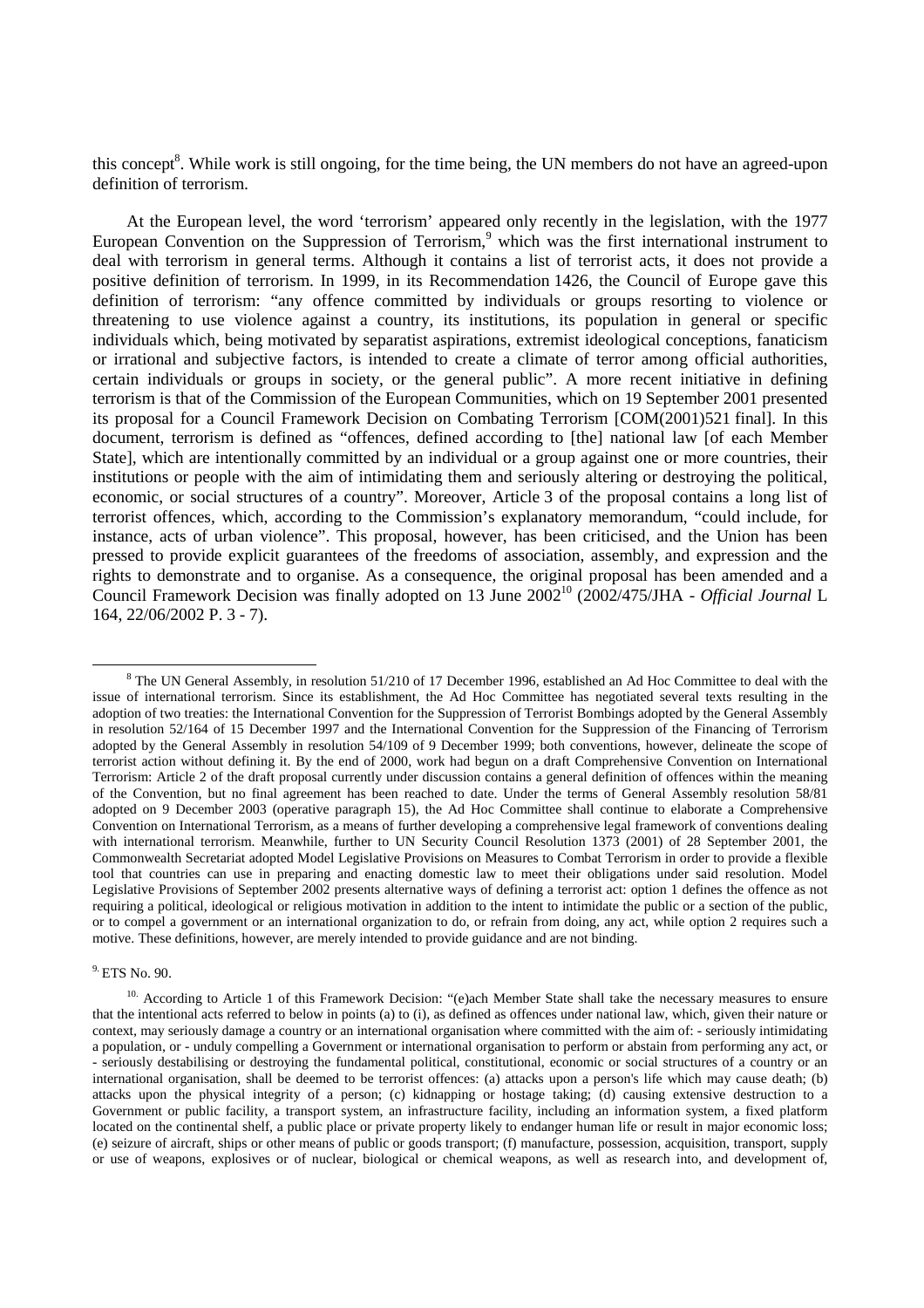this concept[8]. While work is still ongoing, for the time being, the UN members do not have an agreed-upon definition of terrorism.

At the European level, the word 'terrorism' appeared only recently in the legislation, with the 1977 European Convention on the Suppression of Terrorism,[9] which was the first international instrument to deal with terrorism in general terms. Although it contains a list of terrorist acts, it does not provide a positive definition of terrorism. In 1999, in its Recommendation 1426, the Council of Europe gave this definition of terrorism: "any offence committed by individuals or groups resorting to violence or threatening to use violence against a country, its institutions, its population in general or specific individuals which, being motivated by separatist aspirations, extremist ideological conceptions, fanaticism or irrational and subjective factors, is intended to create a climate of terror among official authorities, certain individuals or groups in society, or the general public". A more recent initiative in defining terrorism is that of the Commission of the European Communities, which on 19 September 2001 presented its proposal for a Council Framework Decision on Combating Terrorism [COM(2001)521 final]. In this document, terrorism is defined as "offences, defined according to [the] national law [of each Member State], which are intentionally committed by an individual or a group against one or more countries, their institutions or people with the aim of intimidating them and seriously altering or destroying the political, economic, or social structures of a country". Moreover, Article 3 of the proposal contains a long list of terrorist offences, which, according to the Commission's explanatory memorandum, "could include, for instance, acts of urban violence". This proposal, however, has been criticised, and the Union has been pressed to provide explicit guarantees of the freedoms of association, assembly, and expression and the rights to demonstrate and to organise. As a consequence, the original proposal has been amended and a Council Framework Decision was finally adopted on 13 June 2002[10] (2002/475/JHA - *Official Journal* L 164, 22/06/2002 P. 3 - 7).

---

[8] The UN General Assembly, in resolution 51/210 of 17 December 1996, established an Ad Hoc Committee to deal with the issue of international terrorism. Since its establishment, the Ad Hoc Committee has negotiated several texts resulting in the adoption of two treaties: the International Convention for the Suppression of Terrorist Bombings adopted by the General Assembly in resolution 52/164 of 15 December 1997 and the International Convention for the Suppression of the Financing of Terrorism adopted by the General Assembly in resolution 54/109 of 9 December 1999; both conventions, however, delineate the scope of terrorist action without defining it. By the end of 2000, work had begun on a draft Comprehensive Convention on International Terrorism: Article 2 of the draft proposal currently under discussion contains a general definition of offences within the meaning of the Convention, but no final agreement has been reached to date. Under the terms of General Assembly resolution 58/81 adopted on 9 December 2003 (operative paragraph 15), the Ad Hoc Committee shall continue to elaborate a Comprehensive Convention on International Terrorism, as a means of further developing a comprehensive legal framework of conventions dealing with international terrorism. Meanwhile, further to UN Security Council Resolution 1373 (2001) of 28 September 2001, the Commonwealth Secretariat adopted Model Legislative Provisions on Measures to Combat Terrorism in order to provide a flexible tool that countries can use in preparing and enacting domestic law to meet their obligations under said resolution. Model Legislative Provisions of September 2002 presents alternative ways of defining a terrorist act: option 1 defines the offence as not requiring a political, ideological or religious motivation in addition to the intent to intimidate the public or a section of the public, or to compel a government or an international organization to do, or refrain from doing, any act, while option 2 requires such a motive. These definitions, however, are merely intended to provide guidance and are not binding.

[9] ETS No. 90.

[10] According to Article 1 of this Framework Decision: "(e)ach Member State shall take the necessary measures to ensure that the intentional acts referred to below in points (a) to (i), as defined as offences under national law, which, given their nature or context, may seriously damage a country or an international organisation where committed with the aim of: - seriously intimidating a population, or - unduly compelling a Government or international organisation to perform or abstain from performing any act, or - seriously destabilising or destroying the fundamental political, constitutional, economic or social structures of a country or an international organisation, shall be deemed to be terrorist offences: (a) attacks upon a person's life which may cause death; (b) attacks upon the physical integrity of a person; (c) kidnapping or hostage taking; (d) causing extensive destruction to a Government or public facility, a transport system, an infrastructure facility, including an information system, a fixed platform located on the continental shelf, a public place or private property likely to endanger human life or result in major economic loss; (e) seizure of aircraft, ships or other means of public or goods transport; (f) manufacture, possession, acquisition, transport, supply or use of weapons, explosives or of nuclear, biological or chemical weapons, as well as research into, and development of,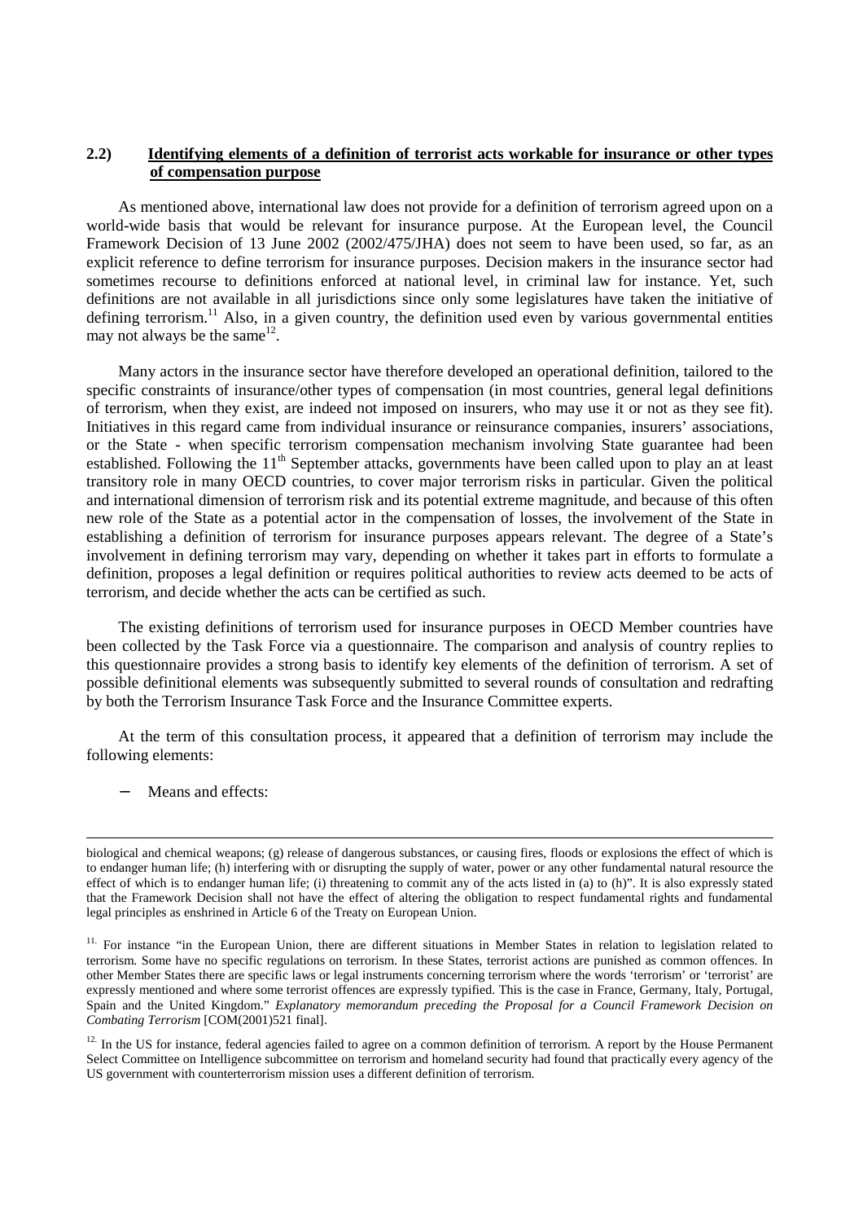### 2.2) Identifying elements of a definition of terrorist acts workable for insurance or other types of compensation purpose

As mentioned above, international law does not provide for a definition of terrorism agreed upon on a world-wide basis that would be relevant for insurance purpose. At the European level, the Council Framework Decision of 13 June 2002 (2002/475/JHA) does not seem to have been used, so far, as an explicit reference to define terrorism for insurance purposes. Decision makers in the insurance sector had sometimes recourse to definitions enforced at national level, in criminal law for instance. Yet, such definitions are not available in all jurisdictions since only some legislatures have taken the initiative of defining terrorism.[11] Also, in a given country, the definition used even by various governmental entities may not always be the same[12].

Many actors in the insurance sector have therefore developed an operational definition, tailored to the specific constraints of insurance/other types of compensation (in most countries, general legal definitions of terrorism, when they exist, are indeed not imposed on insurers, who may use it or not as they see fit). Initiatives in this regard came from individual insurance or reinsurance companies, insurers' associations, or the State - when specific terrorism compensation mechanism involving State guarantee had been established. Following the 11th September attacks, governments have been called upon to play an at least transitory role in many OECD countries, to cover major terrorism risks in particular. Given the political and international dimension of terrorism risk and its potential extreme magnitude, and because of this often new role of the State as a potential actor in the compensation of losses, the involvement of the State in establishing a definition of terrorism for insurance purposes appears relevant. The degree of a State's involvement in defining terrorism may vary, depending on whether it takes part in efforts to formulate a definition, proposes a legal definition or requires political authorities to review acts deemed to be acts of terrorism, and decide whether the acts can be certified as such.

The existing definitions of terrorism used for insurance purposes in OECD Member countries have been collected by the Task Force via a questionnaire. The comparison and analysis of country replies to this questionnaire provides a strong basis to identify key elements of the definition of terrorism. A set of possible definitional elements was subsequently submitted to several rounds of consultation and redrafting by both the Terrorism Insurance Task Force and the Insurance Committee experts.

At the term of this consultation process, it appeared that a definition of terrorism may include the following elements:

- Means and effects:

---

biological and chemical weapons; (g) release of dangerous substances, or causing fires, floods or explosions the effect of which is to endanger human life; (h) interfering with or disrupting the supply of water, power or any other fundamental natural resource the effect of which is to endanger human life; (i) threatening to commit any of the acts listed in (a) to (h)". It is also expressly stated that the Framework Decision shall not have the effect of altering the obligation to respect fundamental rights and fundamental legal principles as enshrined in Article 6 of the Treaty on European Union.

[11] For instance "in the European Union, there are different situations in Member States in relation to legislation related to terrorism. Some have no specific regulations on terrorism. In these States, terrorist actions are punished as common offences. In other Member States there are specific laws or legal instruments concerning terrorism where the words 'terrorism' or 'terrorist' are expressly mentioned and where some terrorist offences are expressly typified. This is the case in France, Germany, Italy, Portugal, Spain and the United Kingdom." *Explanatory memorandum preceding the Proposal for a Council Framework Decision on Combating Terrorism* [COM(2001)521 final].

[12] In the US for instance, federal agencies failed to agree on a common definition of terrorism. A report by the House Permanent Select Committee on Intelligence subcommittee on terrorism and homeland security had found that practically every agency of the US government with counterterrorism mission uses a different definition of terrorism.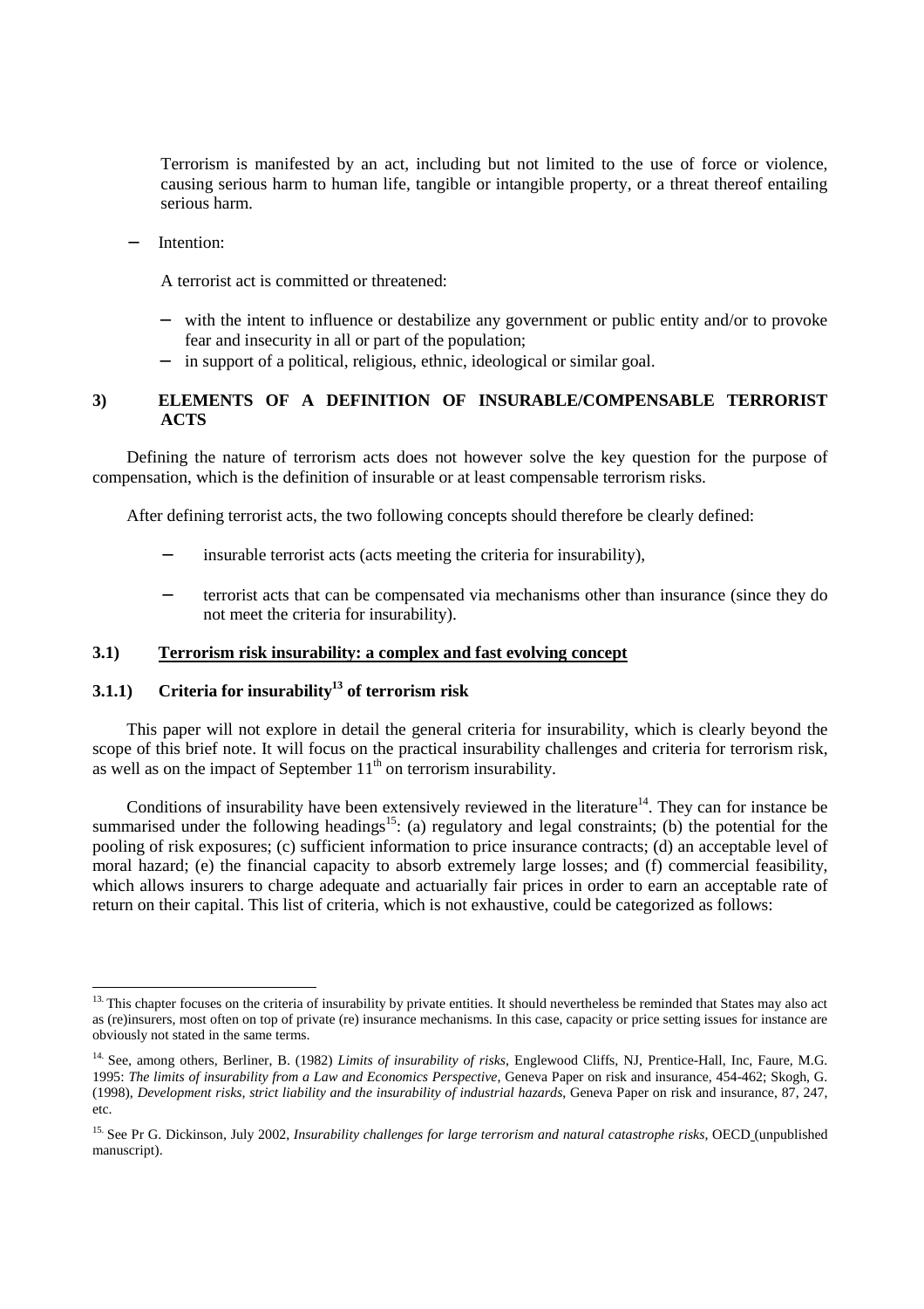Terrorism is manifested by an act, including but not limited to the use of force or violence, causing serious harm to human life, tangible or intangible property, or a threat thereof entailing serious harm.

- Intention:

  A terrorist act is committed or threatened:

  - with the intent to influence or destabilize any government or public entity and/or to provoke fear and insecurity in all or part of the population;
  - in support of a political, religious, ethnic, ideological or similar goal.

## 3) ELEMENTS OF A DEFINITION OF INSURABLE/COMPENSABLE TERRORIST ACTS

Defining the nature of terrorism acts does not however solve the key question for the purpose of compensation, which is the definition of insurable or at least compensable terrorism risks.

After defining terrorist acts, the two following concepts should therefore be clearly defined:

- insurable terrorist acts (acts meeting the criteria for insurability),
- terrorist acts that can be compensated via mechanisms other than insurance (since they do not meet the criteria for insurability).

### 3.1) Terrorism risk insurability: a complex and fast evolving concept

#### 3.1.1) Criteria for insurability[13] of terrorism risk

This paper will not explore in detail the general criteria for insurability, which is clearly beyond the scope of this brief note. It will focus on the practical insurability challenges and criteria for terrorism risk, as well as on the impact of September 11th on terrorism insurability.

Conditions of insurability have been extensively reviewed in the literature[14]. They can for instance be summarised under the following headings[15]: (a) regulatory and legal constraints; (b) the potential for the pooling of risk exposures; (c) sufficient information to price insurance contracts; (d) an acceptable level of moral hazard; (e) the financial capacity to absorb extremely large losses; and (f) commercial feasibility, which allows insurers to charge adequate and actuarially fair prices in order to earn an acceptable rate of return on their capital. This list of criteria, which is not exhaustive, could be categorized as follows:

---

[13] This chapter focuses on the criteria of insurability by private entities. It should nevertheless be reminded that States may also act as (re)insurers, most often on top of private (re) insurance mechanisms. In this case, capacity or price setting issues for instance are obviously not stated in the same terms.

[14] See, among others, Berliner, B. (1982) *Limits of insurability of risks*, Englewood Cliffs, NJ, Prentice-Hall, Inc, Faure, M.G. 1995: *The limits of insurability from a Law and Economics Perspective*, Geneva Paper on risk and insurance, 454-462; Skogh, G. (1998), *Development risks, strict liability and the insurability of industrial hazards*, Geneva Paper on risk and insurance, 87, 247, etc.

[15] See Pr G. Dickinson, July 2002, *Insurability challenges for large terrorism and natural catastrophe risks*, OECD (unpublished manuscript).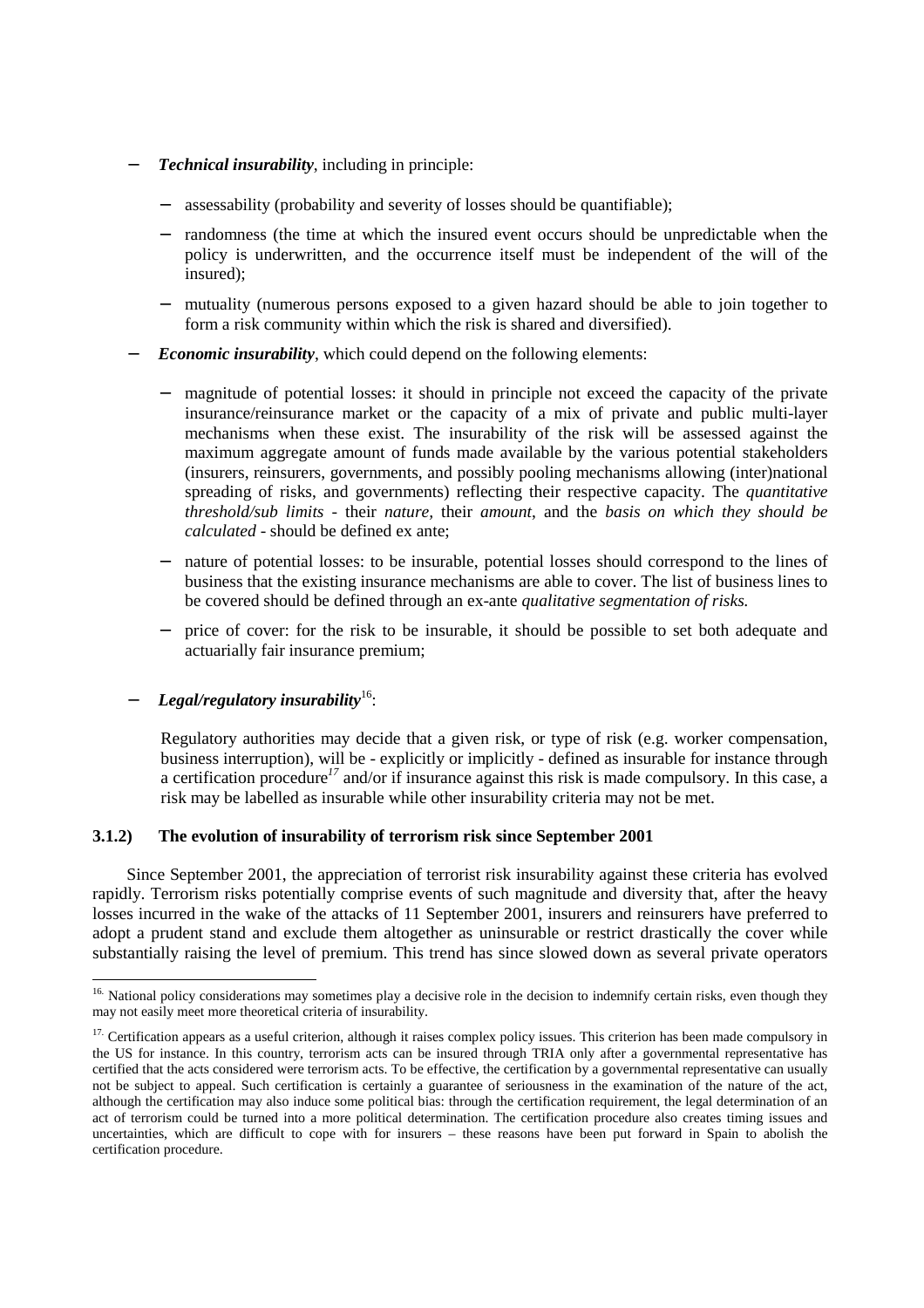- ***Technical insurability***, including in principle:

  - assessability (probability and severity of losses should be quantifiable);

  - randomness (the time at which the insured event occurs should be unpredictable when the policy is underwritten, and the occurrence itself must be independent of the will of the insured);

  - mutuality (numerous persons exposed to a given hazard should be able to join together to form a risk community within which the risk is shared and diversified).

- ***Economic insurability***, which could depend on the following elements:

  - magnitude of potential losses: it should in principle not exceed the capacity of the private insurance/reinsurance market or the capacity of a mix of private and public multi-layer mechanisms when these exist. The insurability of the risk will be assessed against the maximum aggregate amount of funds made available by the various potential stakeholders (insurers, reinsurers, governments, and possibly pooling mechanisms allowing (inter)national spreading of risks, and governments) reflecting their respective capacity. The *quantitative threshold/sub limits* - their *nature,* their *amount*, and the *basis on which they should be calculated* - should be defined ex ante;

  - nature of potential losses: to be insurable, potential losses should correspond to the lines of business that the existing insurance mechanisms are able to cover. The list of business lines to be covered should be defined through an ex-ante *qualitative segmentation of risks.*

  - price of cover: for the risk to be insurable, it should be possible to set both adequate and actuarially fair insurance premium;

- ***Legal/regulatory insurability***[16]:

  Regulatory authorities may decide that a given risk, or type of risk (e.g. worker compensation, business interruption), will be - explicitly or implicitly - defined as insurable for instance through a certification procedure[17] and/or if insurance against this risk is made compulsory. In this case, a risk may be labelled as insurable while other insurability criteria may not be met.

### 3.1.2) The evolution of insurability of terrorism risk since September 2001

Since September 2001, the appreciation of terrorist risk insurability against these criteria has evolved rapidly. Terrorism risks potentially comprise events of such magnitude and diversity that, after the heavy losses incurred in the wake of the attacks of 11 September 2001, insurers and reinsurers have preferred to adopt a prudent stand and exclude them altogether as uninsurable or restrict drastically the cover while substantially raising the level of premium. This trend has since slowed down as several private operators

---

[16] National policy considerations may sometimes play a decisive role in the decision to indemnify certain risks, even though they may not easily meet more theoretical criteria of insurability.

[17] Certification appears as a useful criterion, although it raises complex policy issues. This criterion has been made compulsory in the US for instance. In this country, terrorism acts can be insured through TRIA only after a governmental representative has certified that the acts considered were terrorism acts. To be effective, the certification by a governmental representative can usually not be subject to appeal. Such certification is certainly a guarantee of seriousness in the examination of the nature of the act, although the certification may also induce some political bias: through the certification requirement, the legal determination of an act of terrorism could be turned into a more political determination. The certification procedure also creates timing issues and uncertainties, which are difficult to cope with for insurers – these reasons have been put forward in Spain to abolish the certification procedure.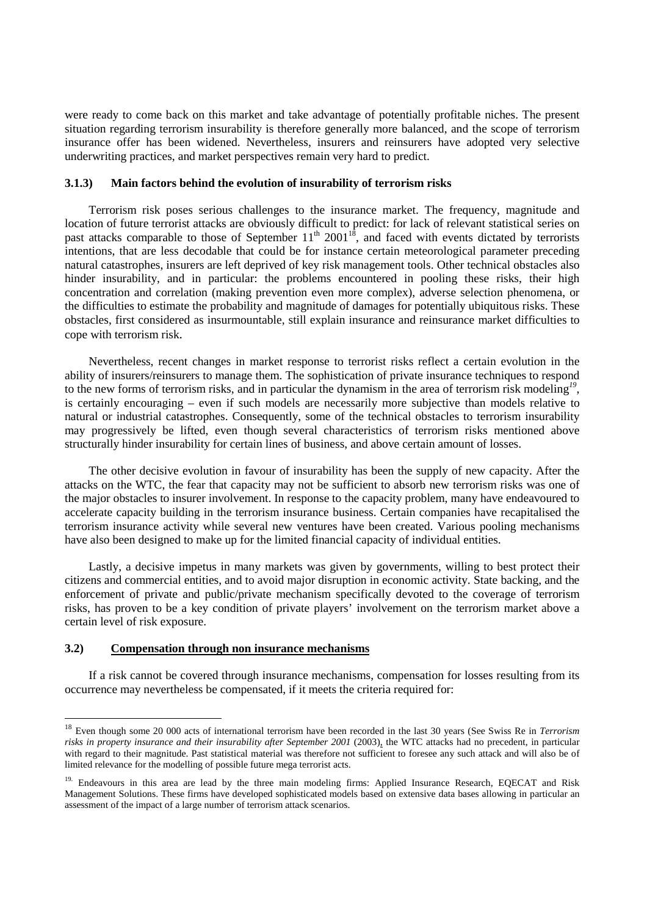were ready to come back on this market and take advantage of potentially profitable niches. The present situation regarding terrorism insurability is therefore generally more balanced, and the scope of terrorism insurance offer has been widened. Nevertheless, insurers and reinsurers have adopted very selective underwriting practices, and market perspectives remain very hard to predict.

### 3.1.3) Main factors behind the evolution of insurability of terrorism risks

Terrorism risk poses serious challenges to the insurance market. The frequency, magnitude and location of future terrorist attacks are obviously difficult to predict: for lack of relevant statistical series on past attacks comparable to those of September 11th 2001[18], and faced with events dictated by terrorists intentions, that are less decodable that could be for instance certain meteorological parameter preceding natural catastrophes, insurers are left deprived of key risk management tools. Other technical obstacles also hinder insurability, and in particular: the problems encountered in pooling these risks, their high concentration and correlation (making prevention even more complex), adverse selection phenomena, or the difficulties to estimate the probability and magnitude of damages for potentially ubiquitous risks. These obstacles, first considered as insurmountable, still explain insurance and reinsurance market difficulties to cope with terrorism risk.

Nevertheless, recent changes in market response to terrorist risks reflect a certain evolution in the ability of insurers/reinsurers to manage them. The sophistication of private insurance techniques to respond to the new forms of terrorism risks, and in particular the dynamism in the area of terrorism risk modeling[19], is certainly encouraging – even if such models are necessarily more subjective than models relative to natural or industrial catastrophes. Consequently, some of the technical obstacles to terrorism insurability may progressively be lifted, even though several characteristics of terrorism risks mentioned above structurally hinder insurability for certain lines of business, and above certain amount of losses.

The other decisive evolution in favour of insurability has been the supply of new capacity. After the attacks on the WTC, the fear that capacity may not be sufficient to absorb new terrorism risks was one of the major obstacles to insurer involvement. In response to the capacity problem, many have endeavoured to accelerate capacity building in the terrorism insurance business. Certain companies have recapitalised the terrorism insurance activity while several new ventures have been created. Various pooling mechanisms have also been designed to make up for the limited financial capacity of individual entities.

Lastly, a decisive impetus in many markets was given by governments, willing to best protect their citizens and commercial entities, and to avoid major disruption in economic activity. State backing, and the enforcement of private and public/private mechanism specifically devoted to the coverage of terrorism risks, has proven to be a key condition of private players' involvement on the terrorism market above a certain level of risk exposure.

## 3.2) Compensation through non insurance mechanisms

If a risk cannot be covered through insurance mechanisms, compensation for losses resulting from its occurrence may nevertheless be compensated, if it meets the criteria required for:

---

[18] Even though some 20 000 acts of international terrorism have been recorded in the last 30 years (See Swiss Re in *Terrorism risks in property insurance and their insurability after September 2001* (2003), the WTC attacks had no precedent, in particular with regard to their magnitude. Past statistical material was therefore not sufficient to foresee any such attack and will also be of limited relevance for the modelling of possible future mega terrorist acts.

[19] Endeavours in this area are lead by the three main modeling firms: Applied Insurance Research, EQECAT and Risk Management Solutions. These firms have developed sophisticated models based on extensive data bases allowing in particular an assessment of the impact of a large number of terrorism attack scenarios.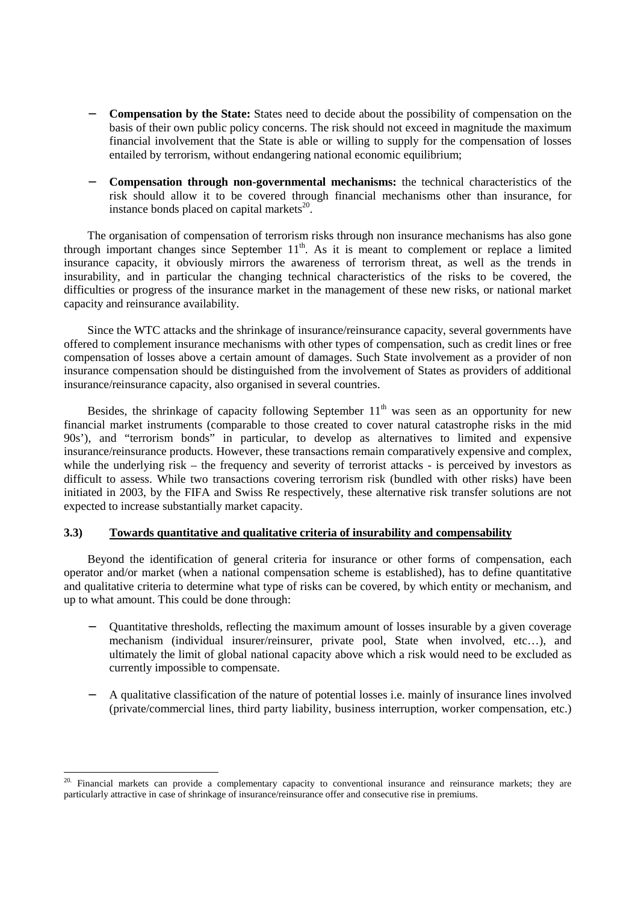- **Compensation by the State:** States need to decide about the possibility of compensation on the basis of their own public policy concerns. The risk should not exceed in magnitude the maximum financial involvement that the State is able or willing to supply for the compensation of losses entailed by terrorism, without endangering national economic equilibrium;

- **Compensation through non-governmental mechanisms:** the technical characteristics of the risk should allow it to be covered through financial mechanisms other than insurance, for instance bonds placed on capital markets[20].

The organisation of compensation of terrorism risks through non insurance mechanisms has also gone through important changes since September 11th. As it is meant to complement or replace a limited insurance capacity, it obviously mirrors the awareness of terrorism threat, as well as the trends in insurability, and in particular the changing technical characteristics of the risks to be covered, the difficulties or progress of the insurance market in the management of these new risks, or national market capacity and reinsurance availability.

Since the WTC attacks and the shrinkage of insurance/reinsurance capacity, several governments have offered to complement insurance mechanisms with other types of compensation, such as credit lines or free compensation of losses above a certain amount of damages. Such State involvement as a provider of non insurance compensation should be distinguished from the involvement of States as providers of additional insurance/reinsurance capacity, also organised in several countries.

Besides, the shrinkage of capacity following September 11th was seen as an opportunity for new financial market instruments (comparable to those created to cover natural catastrophe risks in the mid 90s'), and "terrorism bonds" in particular, to develop as alternatives to limited and expensive insurance/reinsurance products. However, these transactions remain comparatively expensive and complex, while the underlying risk – the frequency and severity of terrorist attacks - is perceived by investors as difficult to assess. While two transactions covering terrorism risk (bundled with other risks) have been initiated in 2003, by the FIFA and Swiss Re respectively, these alternative risk transfer solutions are not expected to increase substantially market capacity.

### 3.3) Towards quantitative and qualitative criteria of insurability and compensability

Beyond the identification of general criteria for insurance or other forms of compensation, each operator and/or market (when a national compensation scheme is established), has to define quantitative and qualitative criteria to determine what type of risks can be covered, by which entity or mechanism, and up to what amount. This could be done through:

- Quantitative thresholds, reflecting the maximum amount of losses insurable by a given coverage mechanism (individual insurer/reinsurer, private pool, State when involved, etc…), and ultimately the limit of global national capacity above which a risk would need to be excluded as currently impossible to compensate.

- A qualitative classification of the nature of potential losses i.e. mainly of insurance lines involved (private/commercial lines, third party liability, business interruption, worker compensation, etc.)

[20]. Financial markets can provide a complementary capacity to conventional insurance and reinsurance markets; they are particularly attractive in case of shrinkage of insurance/reinsurance offer and consecutive rise in premiums.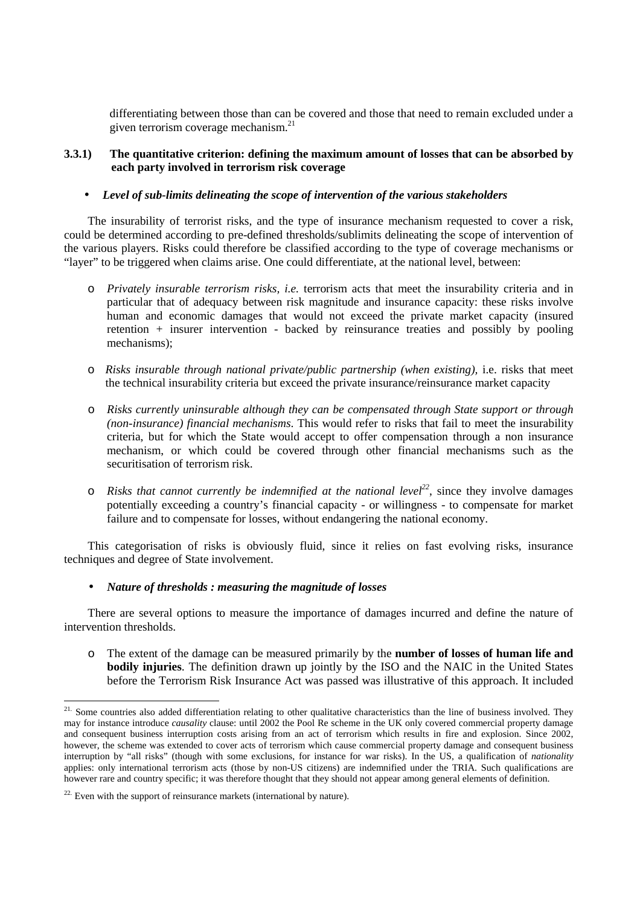differentiating between those than can be covered and those that need to remain excluded under a given terrorism coverage mechanism.[21]

### 3.3.1) The quantitative criterion: defining the maximum amount of losses that can be absorbed by each party involved in terrorism risk coverage

- ***Level of sub-limits delineating the scope of intervention of the various stakeholders***

The insurability of terrorist risks, and the type of insurance mechanism requested to cover a risk, could be determined according to pre-defined thresholds/sublimits delineating the scope of intervention of the various players. Risks could therefore be classified according to the type of coverage mechanisms or "layer" to be triggered when claims arise. One could differentiate, at the national level, between:

- *Privately insurable terrorism risks, i.e.* terrorism acts that meet the insurability criteria and in particular that of adequacy between risk magnitude and insurance capacity: these risks involve human and economic damages that would not exceed the private market capacity (insured retention + insurer intervention - backed by reinsurance treaties and possibly by pooling mechanisms);

- *Risks insurable through national private/public partnership (when existing)*, i.e. risks that meet the technical insurability criteria but exceed the private insurance/reinsurance market capacity

- *Risks currently uninsurable although they can be compensated through State support or through (non-insurance) financial mechanisms*. This would refer to risks that fail to meet the insurability criteria, but for which the State would accept to offer compensation through a non insurance mechanism, or which could be covered through other financial mechanisms such as the securitisation of terrorism risk.

- *Risks that cannot currently be indemnified at the national level*[22], since they involve damages potentially exceeding a country's financial capacity - or willingness - to compensate for market failure and to compensate for losses, without endangering the national economy.

This categorisation of risks is obviously fluid, since it relies on fast evolving risks, insurance techniques and degree of State involvement.

- ***Nature of thresholds : measuring the magnitude of losses***

There are several options to measure the importance of damages incurred and define the nature of intervention thresholds.

- The extent of the damage can be measured primarily by the **number of losses of human life and bodily injuries**. The definition drawn up jointly by the ISO and the NAIC in the United States before the Terrorism Risk Insurance Act was passed was illustrative of this approach. It included

---

[21] Some countries also added differentiation relating to other qualitative characteristics than the line of business involved. They may for instance introduce *causality* clause: until 2002 the Pool Re scheme in the UK only covered commercial property damage and consequent business interruption costs arising from an act of terrorism which results in fire and explosion. Since 2002, however, the scheme was extended to cover acts of terrorism which cause commercial property damage and consequent business interruption by "all risks" (though with some exclusions, for instance for war risks). In the US, a qualification of *nationality* applies: only international terrorism acts (those by non-US citizens) are indemnified under the TRIA. Such qualifications are however rare and country specific; it was therefore thought that they should not appear among general elements of definition.

[22] Even with the support of reinsurance markets (international by nature).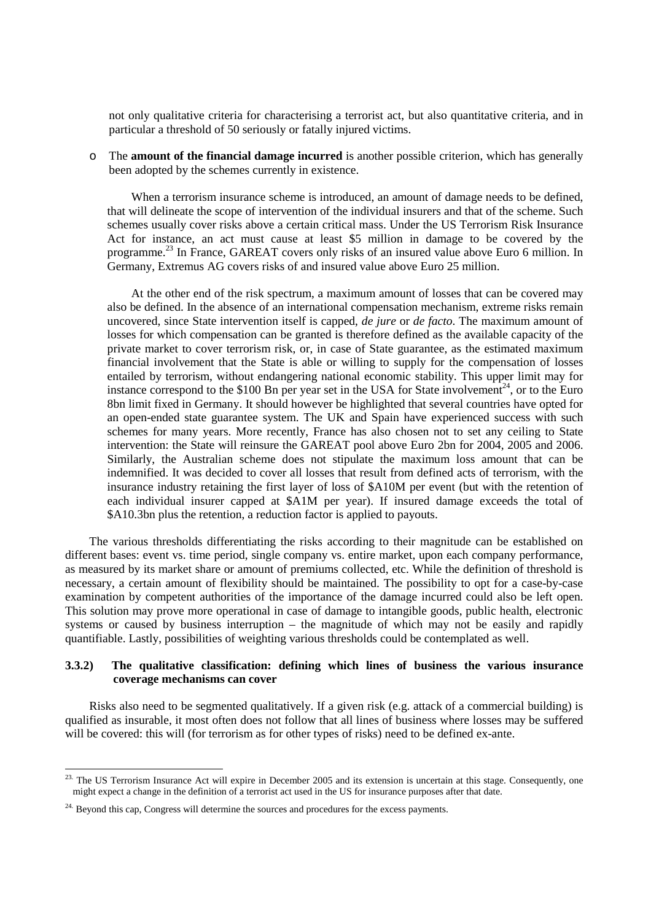not only qualitative criteria for characterising a terrorist act, but also quantitative criteria, and in particular a threshold of 50 seriously or fatally injured victims.

- The **amount of the financial damage incurred** is another possible criterion, which has generally been adopted by the schemes currently in existence.

  When a terrorism insurance scheme is introduced, an amount of damage needs to be defined, that will delineate the scope of intervention of the individual insurers and that of the scheme. Such schemes usually cover risks above a certain critical mass. Under the US Terrorism Risk Insurance Act for instance, an act must cause at least \$5 million in damage to be covered by the programme.[23] In France, GAREAT covers only risks of an insured value above Euro 6 million. In Germany, Extremus AG covers risks of and insured value above Euro 25 million.

  At the other end of the risk spectrum, a maximum amount of losses that can be covered may also be defined. In the absence of an international compensation mechanism, extreme risks remain uncovered, since State intervention itself is capped, *de jure* or *de facto*. The maximum amount of losses for which compensation can be granted is therefore defined as the available capacity of the private market to cover terrorism risk, or, in case of State guarantee, as the estimated maximum financial involvement that the State is able or willing to supply for the compensation of losses entailed by terrorism, without endangering national economic stability. This upper limit may for instance correspond to the \$100 Bn per year set in the USA for State involvement[24], or to the Euro 8bn limit fixed in Germany. It should however be highlighted that several countries have opted for an open-ended state guarantee system. The UK and Spain have experienced success with such schemes for many years. More recently, France has also chosen not to set any ceiling to State intervention: the State will reinsure the GAREAT pool above Euro 2bn for 2004, 2005 and 2006. Similarly, the Australian scheme does not stipulate the maximum loss amount that can be indemnified. It was decided to cover all losses that result from defined acts of terrorism, with the insurance industry retaining the first layer of loss of \$A10M per event (but with the retention of each individual insurer capped at \$A1M per year). If insured damage exceeds the total of \$A10.3bn plus the retention, a reduction factor is applied to payouts.

The various thresholds differentiating the risks according to their magnitude can be established on different bases: event vs. time period, single company vs. entire market, upon each company performance, as measured by its market share or amount of premiums collected, etc. While the definition of threshold is necessary, a certain amount of flexibility should be maintained. The possibility to opt for a case-by-case examination by competent authorities of the importance of the damage incurred could also be left open. This solution may prove more operational in case of damage to intangible goods, public health, electronic systems or caused by business interruption – the magnitude of which may not be easily and rapidly quantifiable. Lastly, possibilities of weighting various thresholds could be contemplated as well.

### 3.3.2) The qualitative classification: defining which lines of business the various insurance coverage mechanisms can cover

Risks also need to be segmented qualitatively. If a given risk (e.g. attack of a commercial building) is qualified as insurable, it most often does not follow that all lines of business where losses may be suffered will be covered: this will (for terrorism as for other types of risks) need to be defined ex-ante.

---

[23] The US Terrorism Insurance Act will expire in December 2005 and its extension is uncertain at this stage. Consequently, one might expect a change in the definition of a terrorist act used in the US for insurance purposes after that date.

[24] Beyond this cap, Congress will determine the sources and procedures for the excess payments.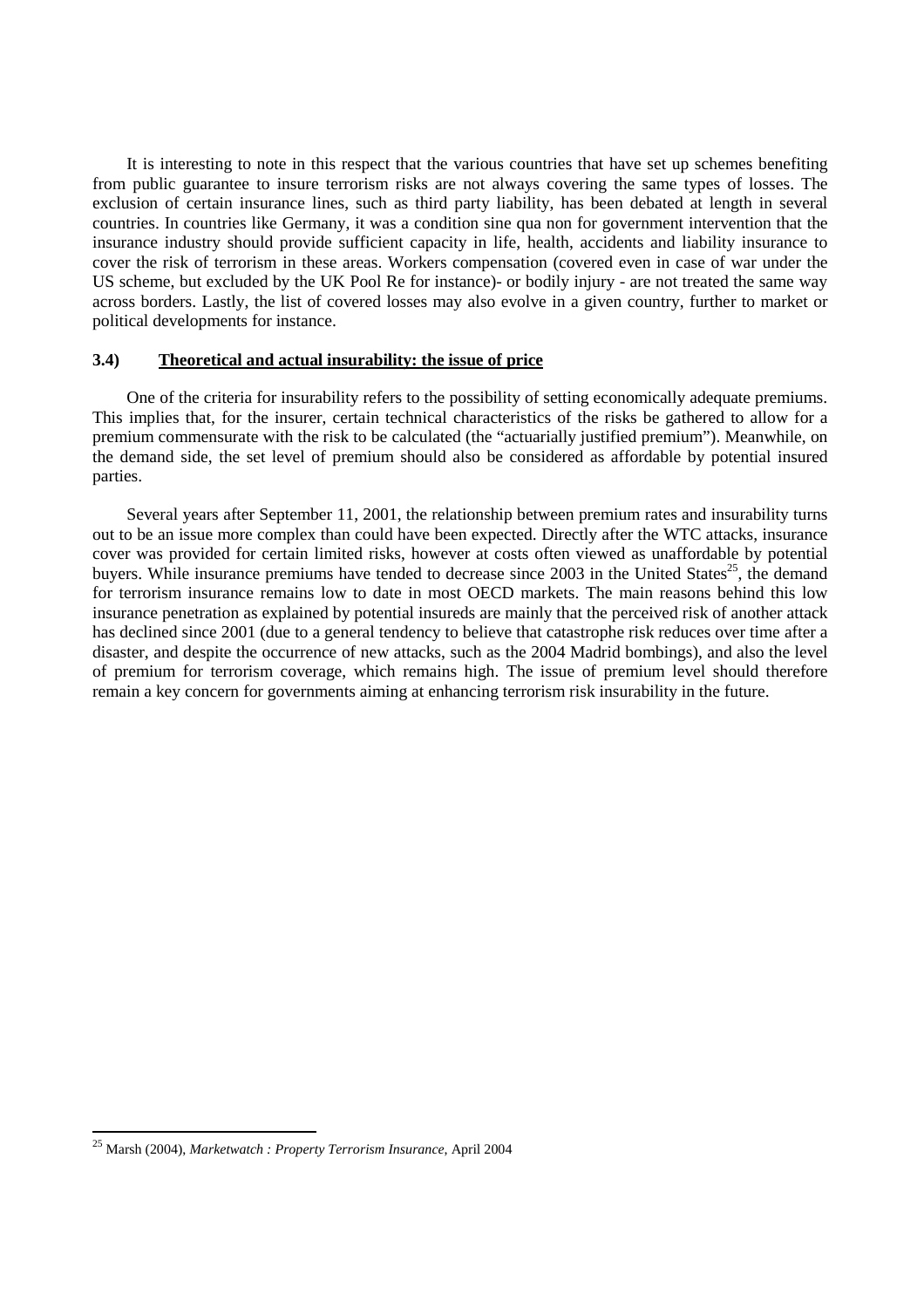It is interesting to note in this respect that the various countries that have set up schemes benefiting from public guarantee to insure terrorism risks are not always covering the same types of losses. The exclusion of certain insurance lines, such as third party liability, has been debated at length in several countries. In countries like Germany, it was a condition sine qua non for government intervention that the insurance industry should provide sufficient capacity in life, health, accidents and liability insurance to cover the risk of terrorism in these areas. Workers compensation (covered even in case of war under the US scheme, but excluded by the UK Pool Re for instance)- or bodily injury - are not treated the same way across borders. Lastly, the list of covered losses may also evolve in a given country, further to market or political developments for instance.

### 3.4) <u>Theoretical and actual insurability: the issue of price</u>

One of the criteria for insurability refers to the possibility of setting economically adequate premiums. This implies that, for the insurer, certain technical characteristics of the risks be gathered to allow for a premium commensurate with the risk to be calculated (the "actuarially justified premium"). Meanwhile, on the demand side, the set level of premium should also be considered as affordable by potential insured parties.

Several years after September 11, 2001, the relationship between premium rates and insurability turns out to be an issue more complex than could have been expected. Directly after the WTC attacks, insurance cover was provided for certain limited risks, however at costs often viewed as unaffordable by potential buyers. While insurance premiums have tended to decrease since 2003 in the United States[25], the demand for terrorism insurance remains low to date in most OECD markets. The main reasons behind this low insurance penetration as explained by potential insureds are mainly that the perceived risk of another attack has declined since 2001 (due to a general tendency to believe that catastrophe risk reduces over time after a disaster, and despite the occurrence of new attacks, such as the 2004 Madrid bombings), and also the level of premium for terrorism coverage, which remains high. The issue of premium level should therefore remain a key concern for governments aiming at enhancing terrorism risk insurability in the future.

---

[25] Marsh (2004), *Marketwatch : Property Terrorism Insurance*, April 2004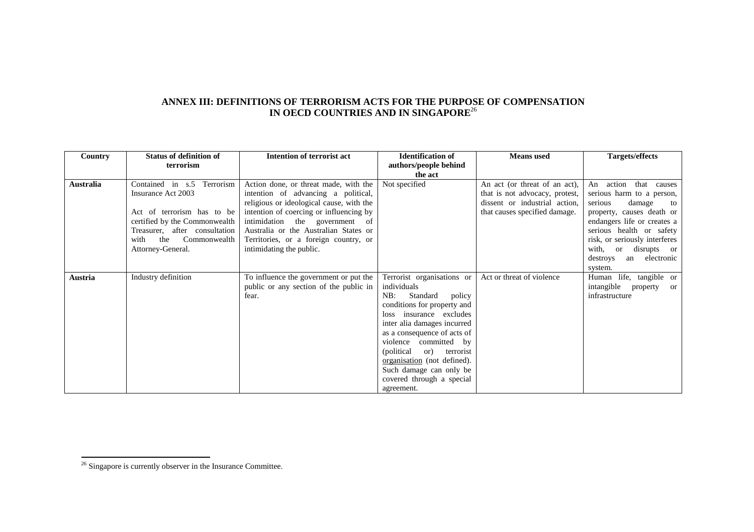## ANNEX III: DEFINITIONS OF TERRORISM ACTS FOR THE PURPOSE OF COMPENSATION IN OECD COUNTRIES AND IN SINGAPORE[26]

| Country | Status of definition of terrorism | Intention of terrorist act | Identification of authors/people behind the act | Means used | Targets/effects |
|---|---|---|---|---|---|
| **Australia** | Contained in s.5 Terrorism Insurance Act 2003<br><br>Act of terrorism has to be certified by the Commonwealth Treasurer, after consultation with the Commonwealth Attorney-General. | Action done, or threat made, with the intention of advancing a political, religious or ideological cause, with the intention of coercing or influencing by intimidation the government of Australia or the Australian States or Territories, or a foreign country, or intimidating the public. | Not specified | An act (or threat of an act), that is not advocacy, protest, dissent or industrial action, that causes specified damage. | An action that causes serious harm to a person, serious damage to property, causes death or endangers life or creates a serious health or safety risk, or seriously interferes with, or disrupts or destroys an electronic system. |
| **Austria** | Industry definition | To influence the government or put the public or any section of the public in fear. | Terrorist organisations or individuals<br>NB: Standard policy conditions for property and loss insurance excludes inter alia damages incurred as a consequence of acts of violence committed by (political or) terrorist organisation (not defined). Such damage can only be covered through a special agreement. | Act or threat of violence | Human life, tangible or intangible property or infrastructure |

[26] Singapore is currently observer in the Insurance Committee.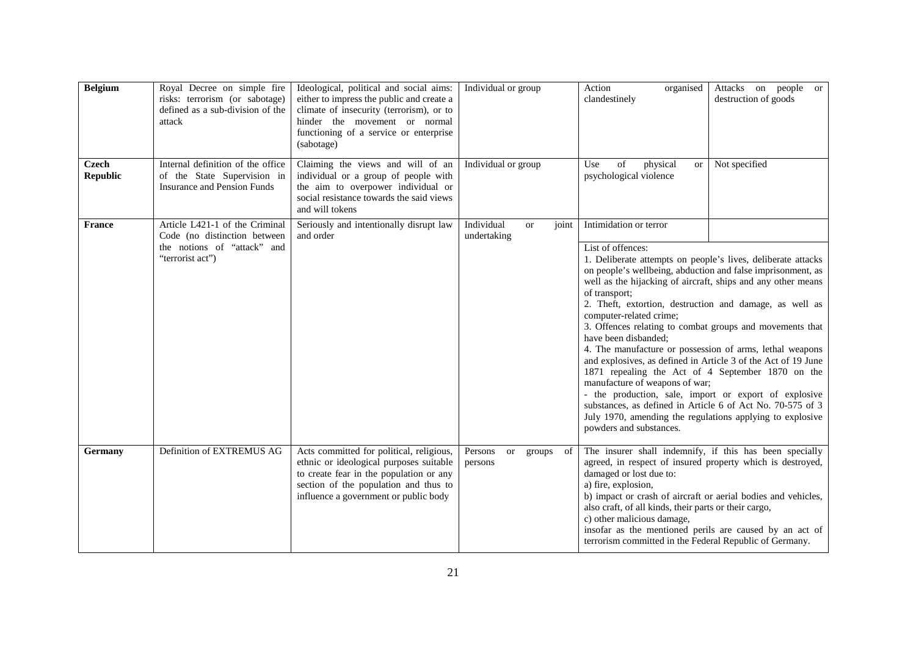| **Belgium** | Royal Decree on simple fire risks: terrorism (or sabotage) defined as a sub-division of the attack | Ideological, political and social aims: either to impress the public and create a climate of insecurity (terrorism), or to hinder the movement or normal functioning of a service or enterprise (sabotage) | Individual or group | Action organised clandestinely | Attacks on people or destruction of goods |
|---|---|---|---|---|---|
| **Czech Republic** | Internal definition of the office of the State Supervision in Insurance and Pension Funds | Claiming the views and will of an individual or a group of people with the aim to overpower individual or social resistance towards the said views and will tokens | Individual or group | Use of physical or psychological violence | Not specified |
| **France** | Article L421-1 of the Criminal Code (no distinction between the notions of "attack" and "terrorist act") | Seriously and intentionally disrupt law and order | Individual or joint undertaking | Intimidation or terror | |
| | | | | List of offences:<br>1. Deliberate attempts on people's lives, deliberate attacks on people's wellbeing, abduction and false imprisonment, as well as the hijacking of aircraft, ships and any other means of transport;<br>2. Theft, extortion, destruction and damage, as well as computer-related crime;<br>3. Offences relating to combat groups and movements that have been disbanded;<br>4. The manufacture or possession of arms, lethal weapons and explosives, as defined in Article 3 of the Act of 19 June 1871 repealing the Act of 4 September 1870 on the manufacture of weapons of war;<br>- the production, sale, import or export of explosive substances, as defined in Article 6 of Act No. 70-575 of 3 July 1970, amending the regulations applying to explosive powders and substances. | |
| **Germany** | Definition of EXTREMUS AG | Acts committed for political, religious, ethnic or ideological purposes suitable to create fear in the population or any section of the population and thus to influence a government or public body | Persons or groups of persons | The insurer shall indemnify, if this has been specially agreed, in respect of insured property which is destroyed, damaged or lost due to:<br>a) fire, explosion,<br>b) impact or crash of aircraft or aerial bodies and vehicles, also craft, of all kinds, their parts or their cargo,<br>c) other malicious damage,<br>insofar as the mentioned perils are caused by an act of terrorism committed in the Federal Republic of Germany. | |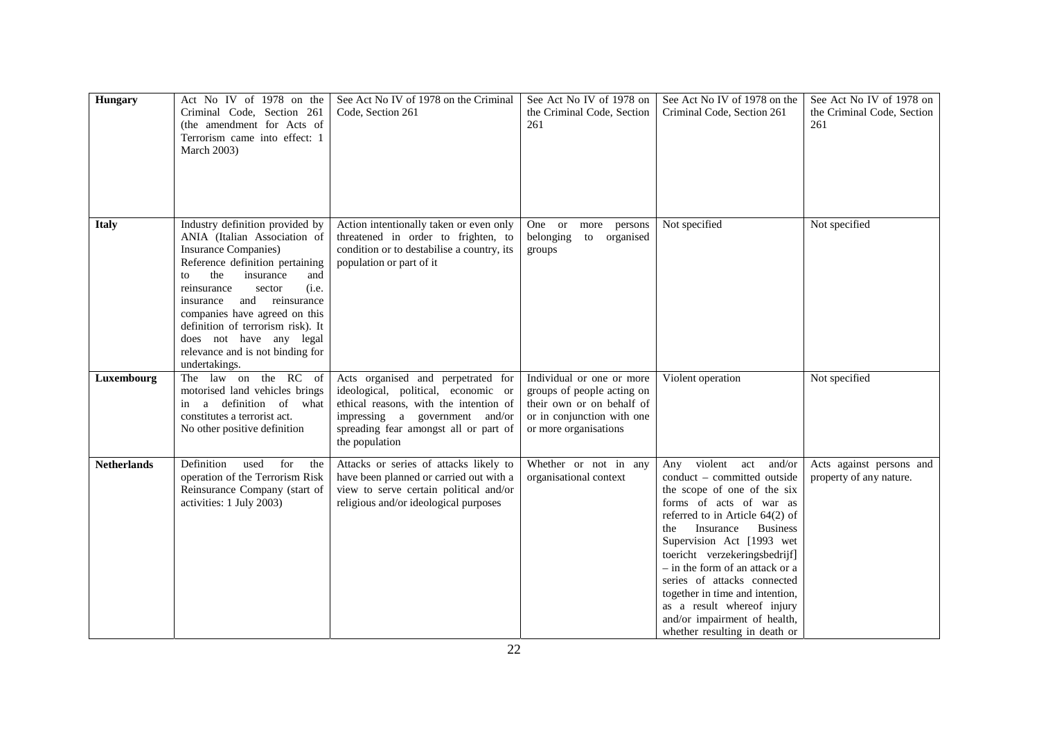| **Hungary** | Act No IV of 1978 on the Criminal Code, Section 261 (the amendment for Acts of Terrorism came into effect: 1 March 2003) | See Act No IV of 1978 on the Criminal Code, Section 261 | See Act No IV of 1978 on the Criminal Code, Section 261 | See Act No IV of 1978 on the Criminal Code, Section 261 | See Act No IV of 1978 on the Criminal Code, Section 261 |
|---|---|---|---|---|---|
| **Italy** | Industry definition provided by ANIA (Italian Association of Insurance Companies)<br>Reference definition pertaining to the insurance and reinsurance sector (i.e. insurance and reinsurance companies have agreed on this definition of terrorism risk). It does not have any legal relevance and is not binding for undertakings. | Action intentionally taken or even only threatened in order to frighten, to condition or to destabilise a country, its population or part of it | One or more persons belonging to organised groups | Not specified | Not specified |
| **Luxembourg** | The law on the RC of motorised land vehicles brings in a definition of what constitutes a terrorist act.<br>No other positive definition | Acts organised and perpetrated for ideological, political, economic or ethical reasons, with the intention of impressing a government and/or spreading fear amongst all or part of the population | Individual or one or more groups of people acting on their own or on behalf of or in conjunction with one or more organisations | Violent operation | Not specified |
| **Netherlands** | Definition used for the operation of the Terrorism Risk Reinsurance Company (start of activities: 1 July 2003) | Attacks or series of attacks likely to have been planned or carried out with a view to serve certain political and/or religious and/or ideological purposes | Whether or not in any organisational context | Any violent act and/or conduct – committed outside the scope of one of the six forms of acts of war as referred to in Article 64(2) of the Insurance Business Supervision Act [1993 wet toericht verzekeringsbedrijf] – in the form of an attack or a series of attacks connected together in time and intention, as a result whereof injury and/or impairment of health, whether resulting in death or | Acts against persons and property of any nature. |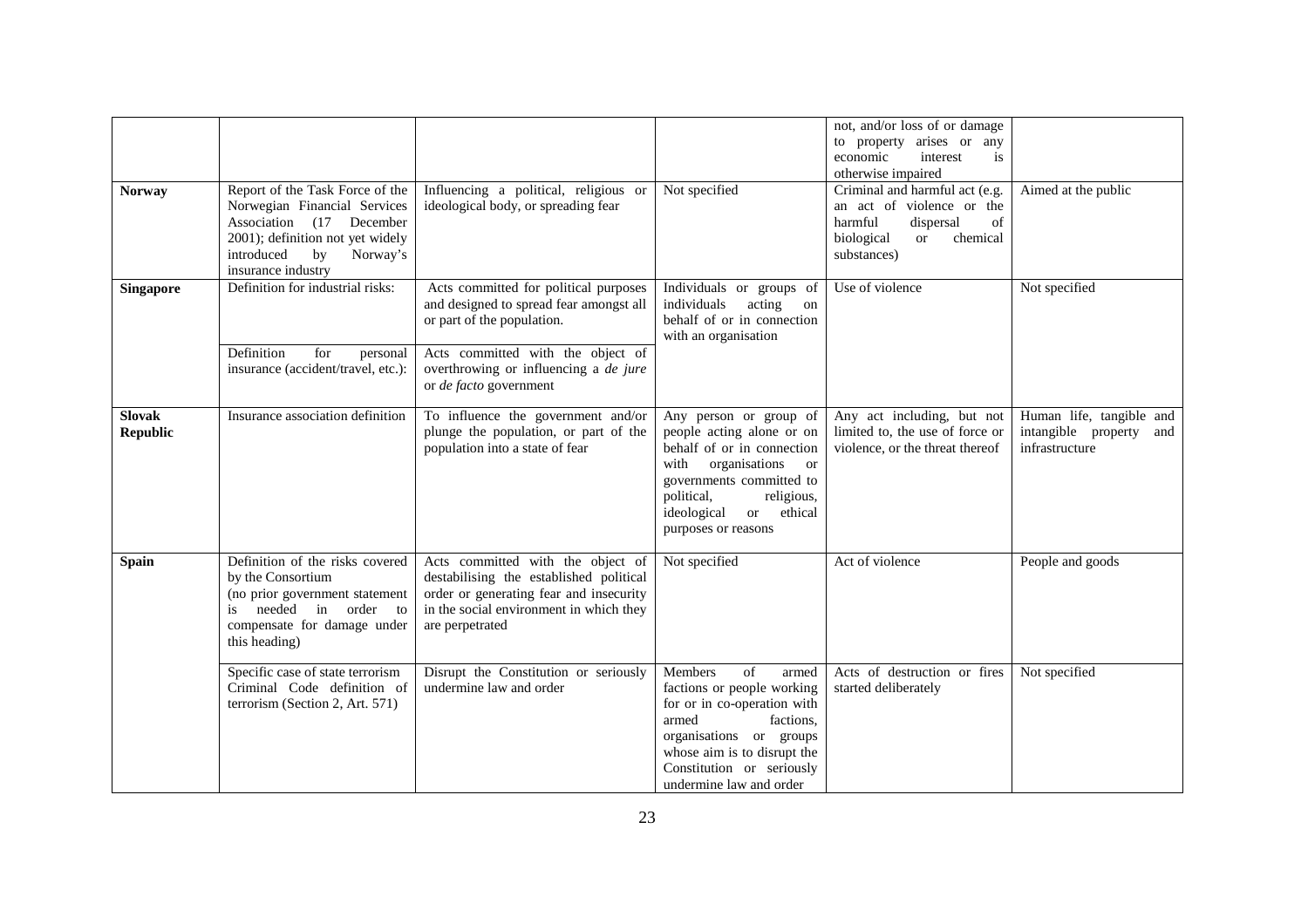| | | | | | |
|---|---|---|---|---|---|
| | | | | not, and/or loss of or damage to property arises or any economic interest is otherwise impaired | |
| **Norway** | Report of the Task Force of the Norwegian Financial Services Association (17 December 2001); definition not yet widely introduced by Norway's insurance industry | Influencing a political, religious or ideological body, or spreading fear | Not specified | Criminal and harmful act (e.g. an act of violence or the harmful dispersal of biological or chemical substances) | Aimed at the public |
| **Singapore** | Definition for industrial risks: | Acts committed for political purposes and designed to spread fear amongst all or part of the population. | Individuals or groups of individuals acting on behalf of or in connection with an organisation | Use of violence | Not specified |
| | Definition for personal insurance (accident/travel, etc.): | Acts committed with the object of overthrowing or influencing a *de jure* or *de facto* government | | | |
| **Slovak Republic** | Insurance association definition | To influence the government and/or plunge the population, or part of the population into a state of fear | Any person or group of people acting alone or on behalf of or in connection with organisations or governments committed to political, religious, ideological or ethical purposes or reasons | Any act including, but not limited to, the use of force or violence, or the threat thereof | Human life, tangible and intangible property and infrastructure |
| **Spain** | Definition of the risks covered by the Consortium (no prior government statement is needed in order to compensate for damage under this heading) | Acts committed with the object of destabilising the established political order or generating fear and insecurity in the social environment in which they are perpetrated | Not specified | Act of violence | People and goods |
| | Specific case of state terrorism Criminal Code definition of terrorism (Section 2, Art. 571) | Disrupt the Constitution or seriously undermine law and order | Members of armed factions or people working for or in co-operation with armed factions, organisations or groups whose aim is to disrupt the Constitution or seriously undermine law and order | Acts of destruction or fires started deliberately | Not specified |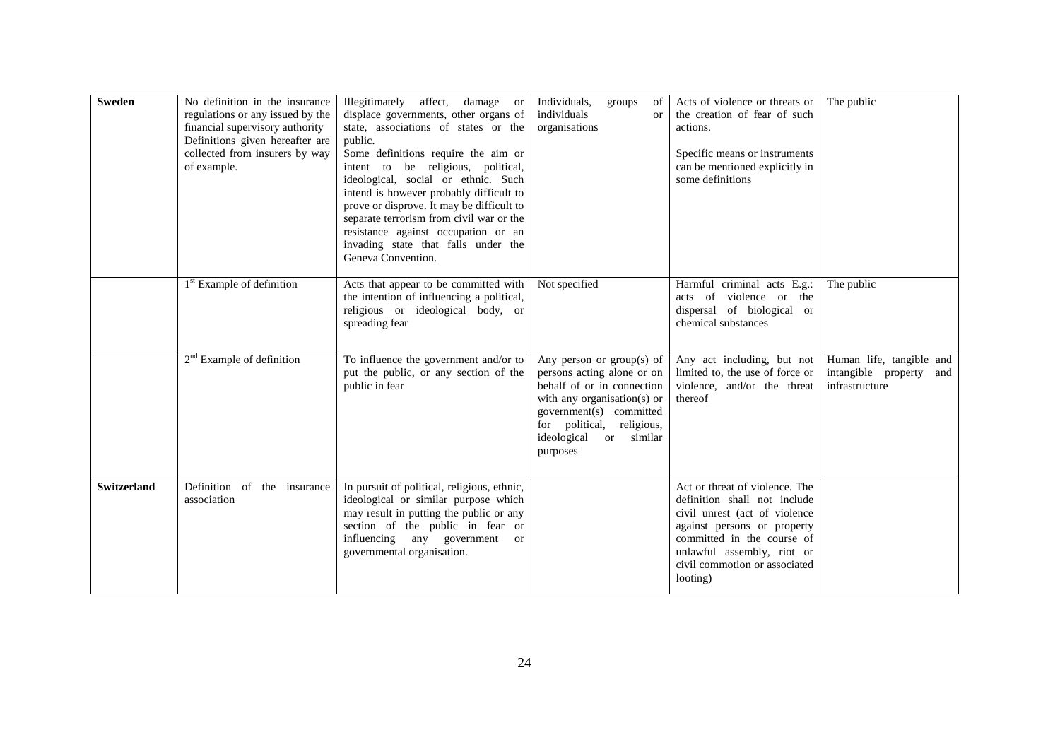| | | | | | |
|---|---|---|---|---|---|
| **Sweden** | No definition in the insurance regulations or any issued by the financial supervisory authority Definitions given hereafter are collected from insurers by way of example. | Illegitimately affect, damage or displace governments, other organs of state, associations of states or the public.<br>Some definitions require the aim or intent to be religious, political, ideological, social or ethnic. Such intend is however probably difficult to prove or disprove. It may be difficult to separate terrorism from civil war or the resistance against occupation or an invading state that falls under the Geneva Convention. | Individuals, groups of individuals or organisations | Acts of violence or threats or the creation of fear of such actions.<br><br>Specific means or instruments can be mentioned explicitly in some definitions | The public |
| | 1st Example of definition | Acts that appear to be committed with the intention of influencing a political, religious or ideological body, or spreading fear | Not specified | Harmful criminal acts E.g.: acts of violence or the dispersal of biological or chemical substances | The public |
| | 2nd Example of definition | To influence the government and/or to put the public, or any section of the public in fear | Any person or group(s) of persons acting alone or on behalf of or in connection with any organisation(s) or government(s) committed for political, religious, ideological or similar purposes | Any act including, but not limited to, the use of force or violence, and/or the threat thereof | Human life, tangible and intangible property and infrastructure |
| **Switzerland** | Definition of the insurance association | In pursuit of political, religious, ethnic, ideological or similar purpose which may result in putting the public or any section of the public in fear or influencing any government or governmental organisation. | | Act or threat of violence. The definition shall not include civil unrest (act of violence against persons or property committed in the course of unlawful assembly, riot or civil commotion or associated looting) | |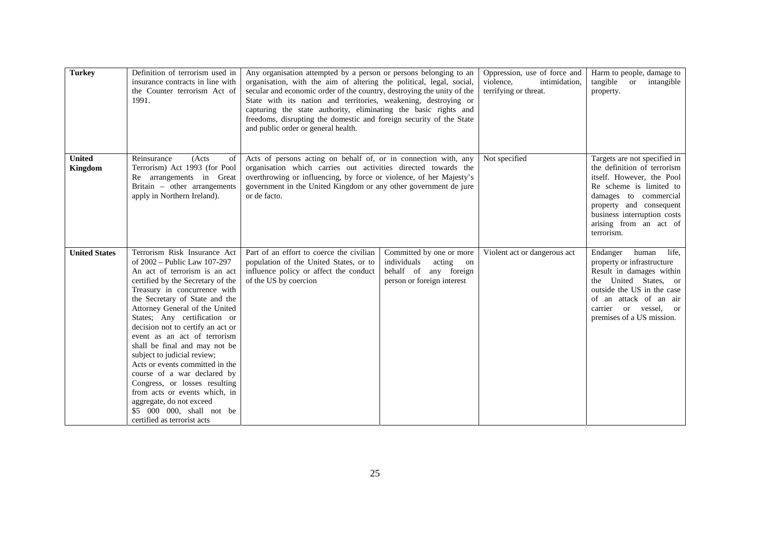| | | | | | |
|---|---|---|---|---|---|
| **Turkey** | Definition of terrorism used in insurance contracts in line with the Counter terrorism Act of 1991. | Any organisation attempted by a person or persons belonging to an organisation, with the aim of altering the political, legal, social, secular and economic order of the country, destroying the unity of the State with its nation and territories, weakening, destroying or capturing the state authority, eliminating the basic rights and freedoms, disrupting the domestic and foreign security of the State and public order or general health. | | Oppression, use of force and violence, intimidation, terrifying or threat. | Harm to people, damage to tangible or intangible property. |
| **United Kingdom** | Reinsurance (Acts of Terrorism) Act 1993 (for Pool Re arrangements in Great Britain – other arrangements apply in Northern Ireland). | Acts of persons acting on behalf of, or in connection with, any organisation which carries out activities directed towards the overthrowing or influencing, by force or violence, of her Majesty's government in the United Kingdom or any other government de jure or de facto. | | Not specified | Targets are not specified in the definition of terrorism itself. However, the Pool Re scheme is limited to damages to commercial property and consequent business interruption costs arising from an act of terrorism. |
| **United States** | Terrorism Risk Insurance Act of 2002 – Public Law 107-297<br>An act of terrorism is an act certified by the Secretary of the Treasury in concurrence with the Secretary of State and the Attorney General of the United States; Any certification or decision not to certify an act or event as an act of terrorism shall be final and may not be subject to judicial review;<br>Acts or events committed in the course of a war declared by Congress, or losses resulting from acts or events which, in aggregate, do not exceed $5 000 000, shall not be certified as terrorist acts | Part of an effort to coerce the civilian population of the United States, or to influence policy or affect the conduct of the US by coercion | Committed by one or more individuals acting on behalf of any foreign person or foreign interest | Violent act or dangerous act | Endanger human life, property or infrastructure<br>Result in damages within the United States, or outside the US in the case of an attack of an air carrier or vessel, or premises of a US mission. |